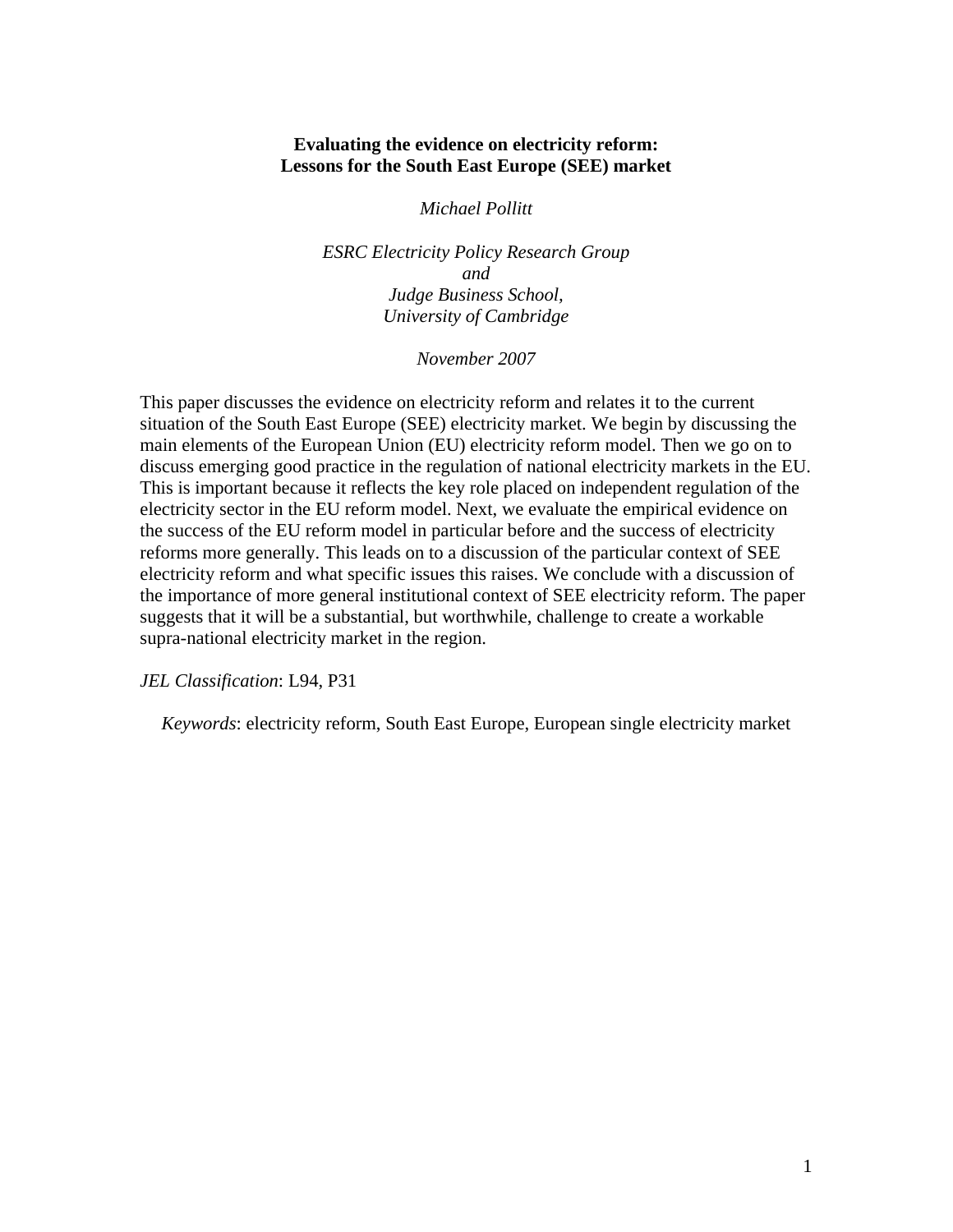# Evaluating the evidence on electricity reform: Lessons for the South East Europe (SEE) market

*Michael Pollitt*

*ESRC Electricity Policy Research Group*
*and*
*Judge Business School,*
*University of Cambridge*

*November 2007*

This paper discusses the evidence on electricity reform and relates it to the current situation of the South East Europe (SEE) electricity market. We begin by discussing the main elements of the European Union (EU) electricity reform model. Then we go on to discuss emerging good practice in the regulation of national electricity markets in the EU. This is important because it reflects the key role placed on independent regulation of the electricity sector in the EU reform model. Next, we evaluate the empirical evidence on the success of the EU reform model in particular before and the success of electricity reforms more generally. This leads on to a discussion of the particular context of SEE electricity reform and what specific issues this raises. We conclude with a discussion of the importance of more general institutional context of SEE electricity reform. The paper suggests that it will be a substantial, but worthwhile, challenge to create a workable supra-national electricity market in the region.

*JEL Classification*: L94, P31

*Keywords*: electricity reform, South East Europe, European single electricity market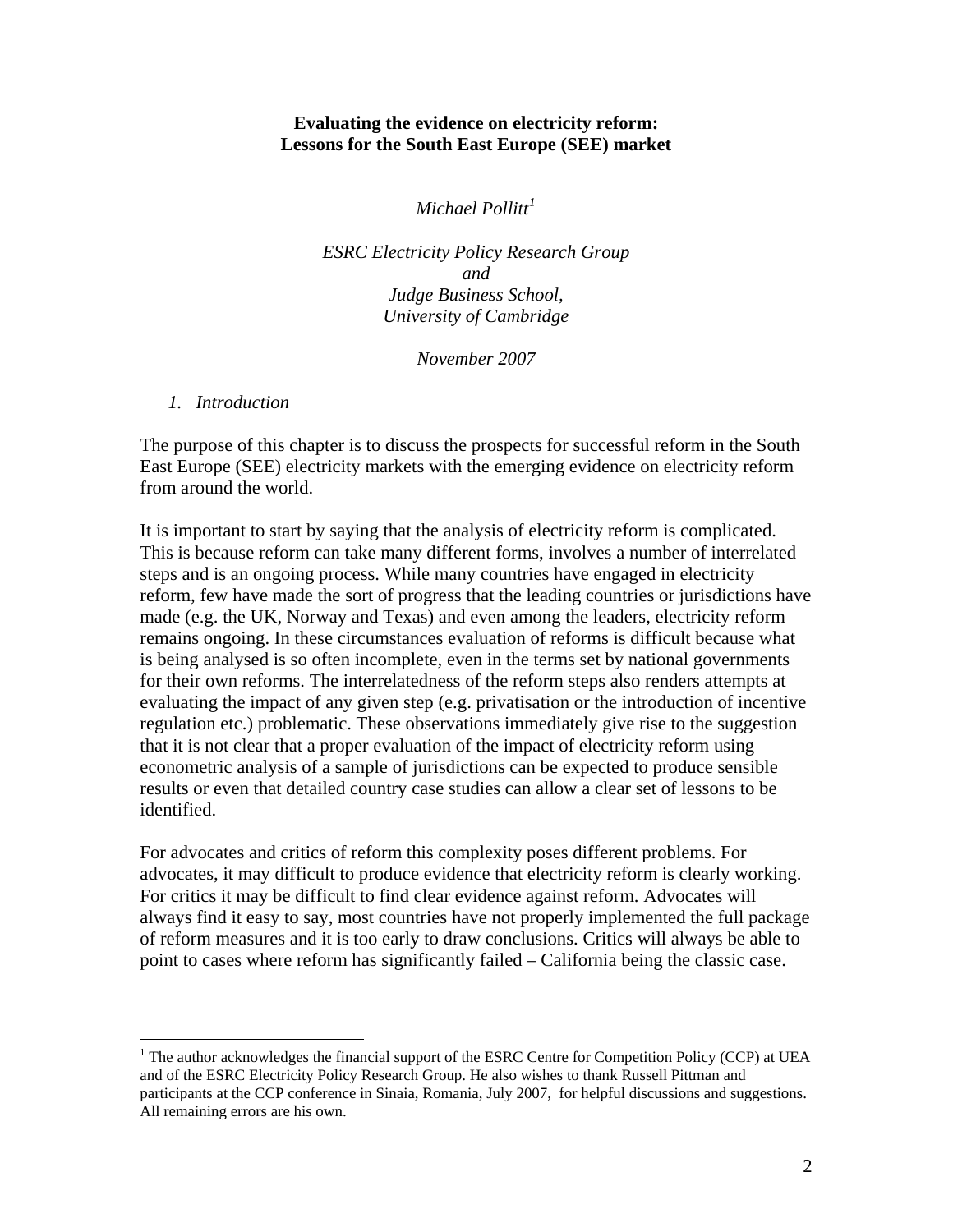**Evaluating the evidence on electricity reform:**
**Lessons for the South East Europe (SEE) market**

*Michael Pollitt*[1]

*ESRC Electricity Policy Research Group*
*and*
*Judge Business School,*
*University of Cambridge*

*November 2007*

## 1. Introduction

The purpose of this chapter is to discuss the prospects for successful reform in the South East Europe (SEE) electricity markets with the emerging evidence on electricity reform from around the world.

It is important to start by saying that the analysis of electricity reform is complicated. This is because reform can take many different forms, involves a number of interrelated steps and is an ongoing process. While many countries have engaged in electricity reform, few have made the sort of progress that the leading countries or jurisdictions have made (e.g. the UK, Norway and Texas) and even among the leaders, electricity reform remains ongoing. In these circumstances evaluation of reforms is difficult because what is being analysed is so often incomplete, even in the terms set by national governments for their own reforms. The interrelatedness of the reform steps also renders attempts at evaluating the impact of any given step (e.g. privatisation or the introduction of incentive regulation etc.) problematic. These observations immediately give rise to the suggestion that it is not clear that a proper evaluation of the impact of electricity reform using econometric analysis of a sample of jurisdictions can be expected to produce sensible results or even that detailed country case studies can allow a clear set of lessons to be identified.

For advocates and critics of reform this complexity poses different problems. For advocates, it may difficult to produce evidence that electricity reform is clearly working. For critics it may be difficult to find clear evidence against reform. Advocates will always find it easy to say, most countries have not properly implemented the full package of reform measures and it is too early to draw conclusions. Critics will always be able to point to cases where reform has significantly failed – California being the classic case.

---

[1] The author acknowledges the financial support of the ESRC Centre for Competition Policy (CCP) at UEA and of the ESRC Electricity Policy Research Group. He also wishes to thank Russell Pittman and participants at the CCP conference in Sinaia, Romania, July 2007, for helpful discussions and suggestions. All remaining errors are his own.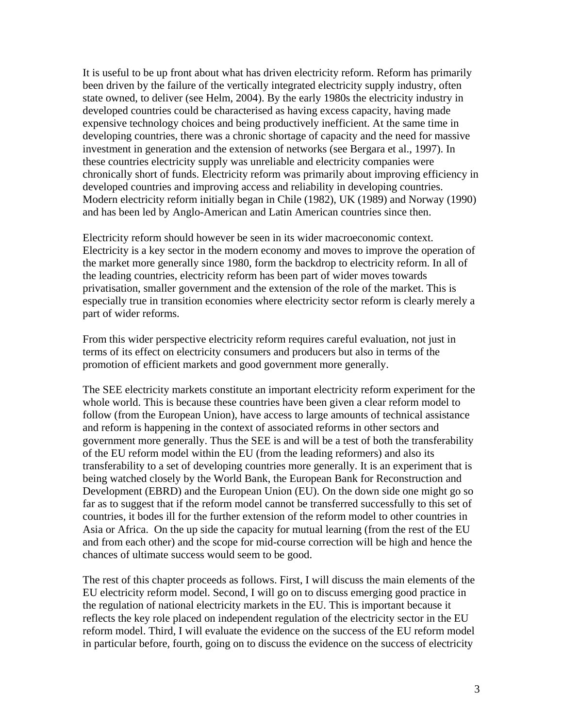It is useful to be up front about what has driven electricity reform. Reform has primarily been driven by the failure of the vertically integrated electricity supply industry, often state owned, to deliver (see Helm, 2004). By the early 1980s the electricity industry in developed countries could be characterised as having excess capacity, having made expensive technology choices and being productively inefficient. At the same time in developing countries, there was a chronic shortage of capacity and the need for massive investment in generation and the extension of networks (see Bergara et al., 1997). In these countries electricity supply was unreliable and electricity companies were chronically short of funds. Electricity reform was primarily about improving efficiency in developed countries and improving access and reliability in developing countries. Modern electricity reform initially began in Chile (1982), UK (1989) and Norway (1990) and has been led by Anglo-American and Latin American countries since then.

Electricity reform should however be seen in its wider macroeconomic context. Electricity is a key sector in the modern economy and moves to improve the operation of the market more generally since 1980, form the backdrop to electricity reform. In all of the leading countries, electricity reform has been part of wider moves towards privatisation, smaller government and the extension of the role of the market. This is especially true in transition economies where electricity sector reform is clearly merely a part of wider reforms.

From this wider perspective electricity reform requires careful evaluation, not just in terms of its effect on electricity consumers and producers but also in terms of the promotion of efficient markets and good government more generally.

The SEE electricity markets constitute an important electricity reform experiment for the whole world. This is because these countries have been given a clear reform model to follow (from the European Union), have access to large amounts of technical assistance and reform is happening in the context of associated reforms in other sectors and government more generally. Thus the SEE is and will be a test of both the transferability of the EU reform model within the EU (from the leading reformers) and also its transferability to a set of developing countries more generally. It is an experiment that is being watched closely by the World Bank, the European Bank for Reconstruction and Development (EBRD) and the European Union (EU). On the down side one might go so far as to suggest that if the reform model cannot be transferred successfully to this set of countries, it bodes ill for the further extension of the reform model to other countries in Asia or Africa. On the up side the capacity for mutual learning (from the rest of the EU and from each other) and the scope for mid-course correction will be high and hence the chances of ultimate success would seem to be good.

The rest of this chapter proceeds as follows. First, I will discuss the main elements of the EU electricity reform model. Second, I will go on to discuss emerging good practice in the regulation of national electricity markets in the EU. This is important because it reflects the key role placed on independent regulation of the electricity sector in the EU reform model. Third, I will evaluate the evidence on the success of the EU reform model in particular before, fourth, going on to discuss the evidence on the success of electricity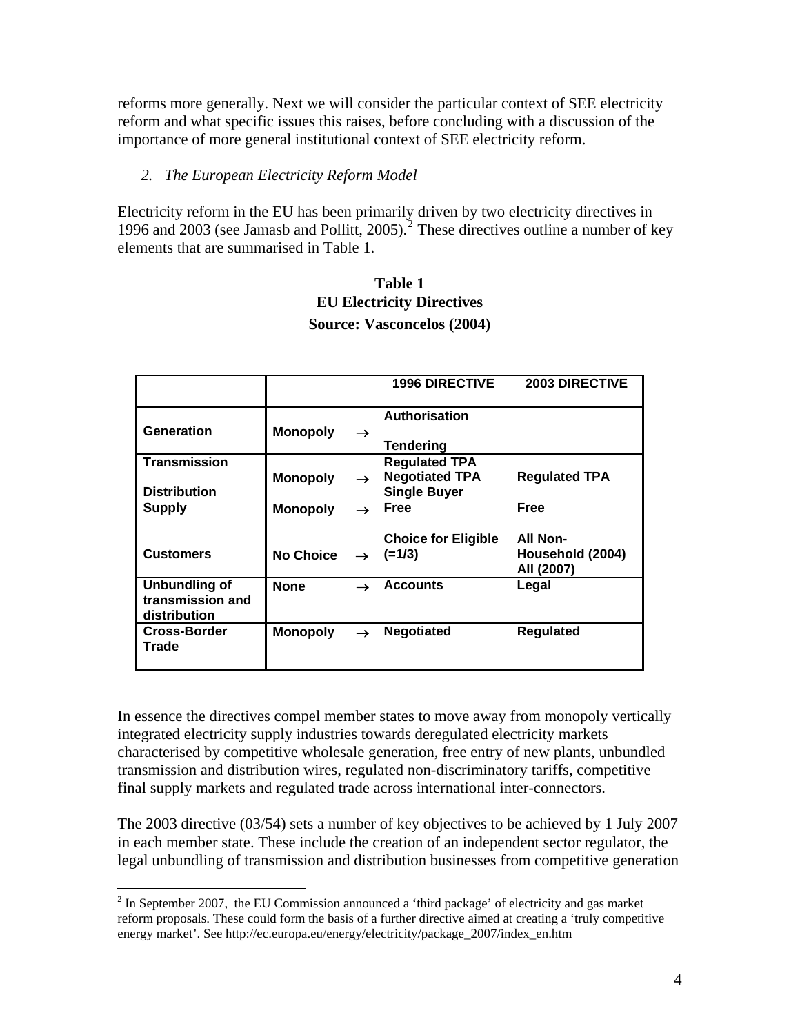reforms more generally. Next we will consider the particular context of SEE electricity reform and what specific issues this raises, before concluding with a discussion of the importance of more general institutional context of SEE electricity reform.

## 2. *The European Electricity Reform Model*

Electricity reform in the EU has been primarily driven by two electricity directives in 1996 and 2003 (see Jamasb and Pollitt, 2005).[2] These directives outline a number of key elements that are summarised in Table 1.

**Table 1**
**EU Electricity Directives**
**Source: Vasconcelos (2004)**

| | | | 1996 DIRECTIVE | 2003 DIRECTIVE |
|---|---|---|---|---|
| **Generation** | **Monopoly** | → | **Authorisation** <br> **Tendering** | |
| **Transmission** <br> **Distribution** | **Monopoly** | → | **Regulated TPA** <br> **Negotiated TPA** <br> **Single Buyer** | **Regulated TPA** |
| **Supply** | **Monopoly** | → | **Free** | **Free** |
| **Customers** | **No Choice** | → | **Choice for Eligible (=1/3)** | **All Non-Household (2004)** <br> **All (2007)** |
| **Unbundling of transmission and distribution** | **None** | → | **Accounts** | **Legal** |
| **Cross-Border Trade** | **Monopoly** | → | **Negotiated** | **Regulated** |

In essence the directives compel member states to move away from monopoly vertically integrated electricity supply industries towards deregulated electricity markets characterised by competitive wholesale generation, free entry of new plants, unbundled transmission and distribution wires, regulated non-discriminatory tariffs, competitive final supply markets and regulated trade across international inter-connectors.

The 2003 directive (03/54) sets a number of key objectives to be achieved by 1 July 2007 in each member state. These include the creation of an independent sector regulator, the legal unbundling of transmission and distribution businesses from competitive generation

---

[2] In September 2007, the EU Commission announced a 'third package' of electricity and gas market reform proposals. These could form the basis of a further directive aimed at creating a 'truly competitive energy market'. See http://ec.europa.eu/energy/electricity/package_2007/index_en.htm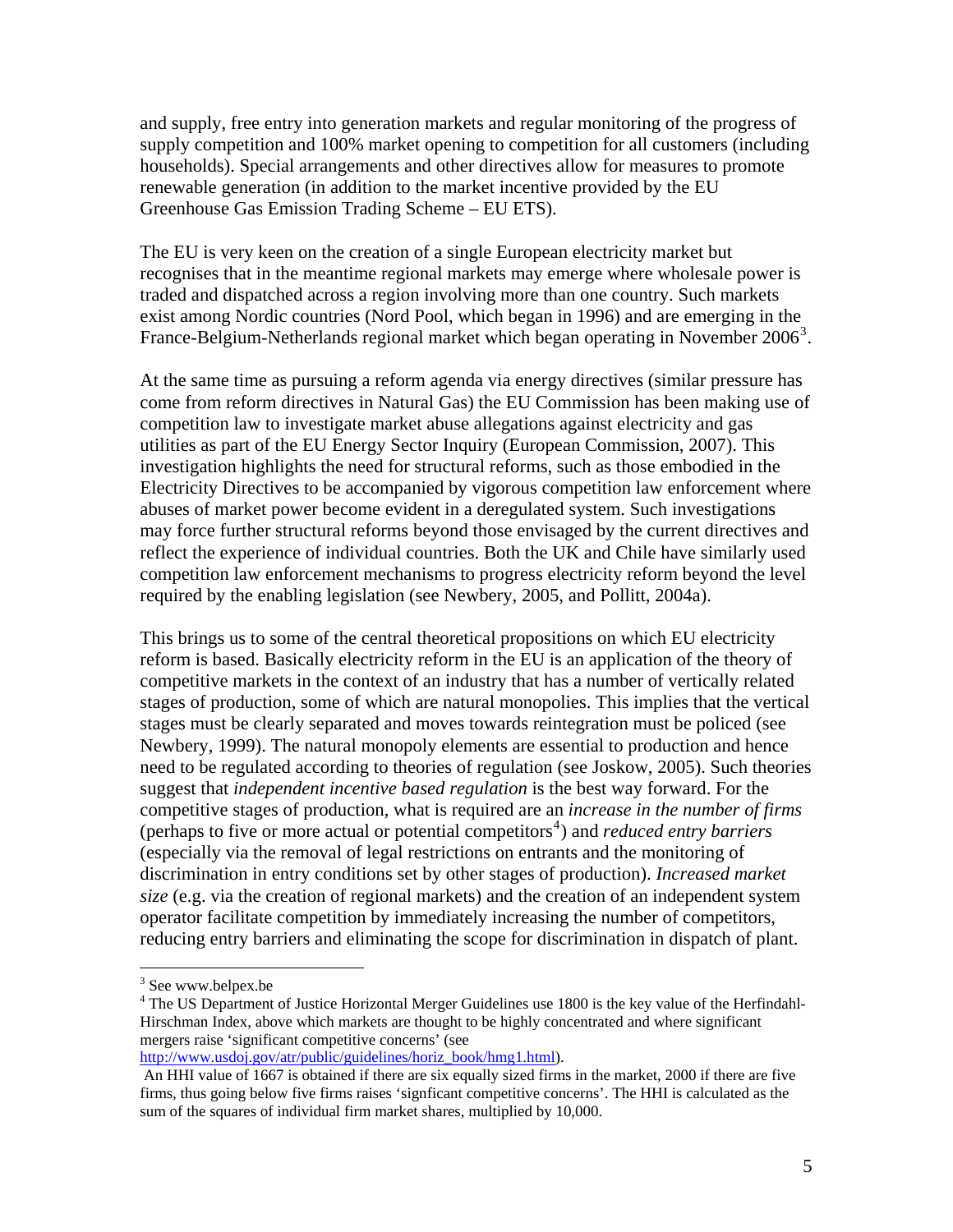and supply, free entry into generation markets and regular monitoring of the progress of supply competition and 100% market opening to competition for all customers (including households). Special arrangements and other directives allow for measures to promote renewable generation (in addition to the market incentive provided by the EU Greenhouse Gas Emission Trading Scheme – EU ETS).

The EU is very keen on the creation of a single European electricity market but recognises that in the meantime regional markets may emerge where wholesale power is traded and dispatched across a region involving more than one country. Such markets exist among Nordic countries (Nord Pool, which began in 1996) and are emerging in the France-Belgium-Netherlands regional market which began operating in November 2006[3].

At the same time as pursuing a reform agenda via energy directives (similar pressure has come from reform directives in Natural Gas) the EU Commission has been making use of competition law to investigate market abuse allegations against electricity and gas utilities as part of the EU Energy Sector Inquiry (European Commission, 2007). This investigation highlights the need for structural reforms, such as those embodied in the Electricity Directives to be accompanied by vigorous competition law enforcement where abuses of market power become evident in a deregulated system. Such investigations may force further structural reforms beyond those envisaged by the current directives and reflect the experience of individual countries. Both the UK and Chile have similarly used competition law enforcement mechanisms to progress electricity reform beyond the level required by the enabling legislation (see Newbery, 2005, and Pollitt, 2004a).

This brings us to some of the central theoretical propositions on which EU electricity reform is based. Basically electricity reform in the EU is an application of the theory of competitive markets in the context of an industry that has a number of vertically related stages of production, some of which are natural monopolies. This implies that the vertical stages must be clearly separated and moves towards reintegration must be policed (see Newbery, 1999). The natural monopoly elements are essential to production and hence need to be regulated according to theories of regulation (see Joskow, 2005). Such theories suggest that *independent incentive based regulation* is the best way forward. For the competitive stages of production, what is required are an *increase in the number of firms* (perhaps to five or more actual or potential competitors[4]) and *reduced entry barriers* (especially via the removal of legal restrictions on entrants and the monitoring of discrimination in entry conditions set by other stages of production). *Increased market size* (e.g. via the creation of regional markets) and the creation of an independent system operator facilitate competition by immediately increasing the number of competitors, reducing entry barriers and eliminating the scope for discrimination in dispatch of plant.

---

[3] See www.belpex.be

[4] The US Department of Justice Horizontal Merger Guidelines use 1800 is the key value of the Herfindahl-Hirschman Index, above which markets are thought to be highly concentrated and where significant mergers raise 'significant competitive concerns' (see http://www.usdoj.gov/atr/public/guidelines/horiz_book/hmg1.html).
An HHI value of 1667 is obtained if there are six equally sized firms in the market, 2000 if there are five firms, thus going below five firms raises 'signficant competitive concerns'. The HHI is calculated as the sum of the squares of individual firm market shares, multiplied by 10,000.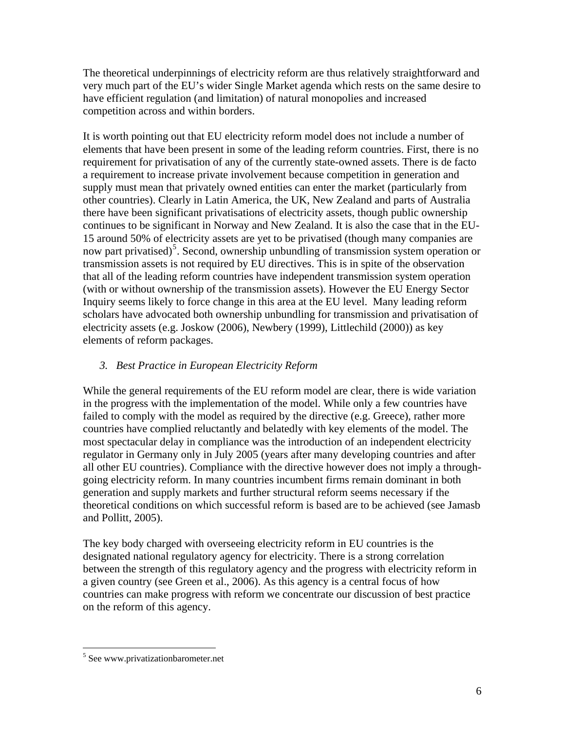The theoretical underpinnings of electricity reform are thus relatively straightforward and very much part of the EU's wider Single Market agenda which rests on the same desire to have efficient regulation (and limitation) of natural monopolies and increased competition across and within borders.

It is worth pointing out that EU electricity reform model does not include a number of elements that have been present in some of the leading reform countries. First, there is no requirement for privatisation of any of the currently state-owned assets. There is de facto a requirement to increase private involvement because competition in generation and supply must mean that privately owned entities can enter the market (particularly from other countries). Clearly in Latin America, the UK, New Zealand and parts of Australia there have been significant privatisations of electricity assets, though public ownership continues to be significant in Norway and New Zealand. It is also the case that in the EU-15 around 50% of electricity assets are yet to be privatised (though many companies are now part privatised)[5]. Second, ownership unbundling of transmission system operation or transmission assets is not required by EU directives. This is in spite of the observation that all of the leading reform countries have independent transmission system operation (with or without ownership of the transmission assets). However the EU Energy Sector Inquiry seems likely to force change in this area at the EU level. Many leading reform scholars have advocated both ownership unbundling for transmission and privatisation of electricity assets (e.g. Joskow (2006), Newbery (1999), Littlechild (2000)) as key elements of reform packages.

## 3. *Best Practice in European Electricity Reform*

While the general requirements of the EU reform model are clear, there is wide variation in the progress with the implementation of the model. While only a few countries have failed to comply with the model as required by the directive (e.g. Greece), rather more countries have complied reluctantly and belatedly with key elements of the model. The most spectacular delay in compliance was the introduction of an independent electricity regulator in Germany only in July 2005 (years after many developing countries and after all other EU countries). Compliance with the directive however does not imply a through-going electricity reform. In many countries incumbent firms remain dominant in both generation and supply markets and further structural reform seems necessary if the theoretical conditions on which successful reform is based are to be achieved (see Jamasb and Pollitt, 2005).

The key body charged with overseeing electricity reform in EU countries is the designated national regulatory agency for electricity. There is a strong correlation between the strength of this regulatory agency and the progress with electricity reform in a given country (see Green et al., 2006). As this agency is a central focus of how countries can make progress with reform we concentrate our discussion of best practice on the reform of this agency.

---

[5] See www.privatizationbarometer.net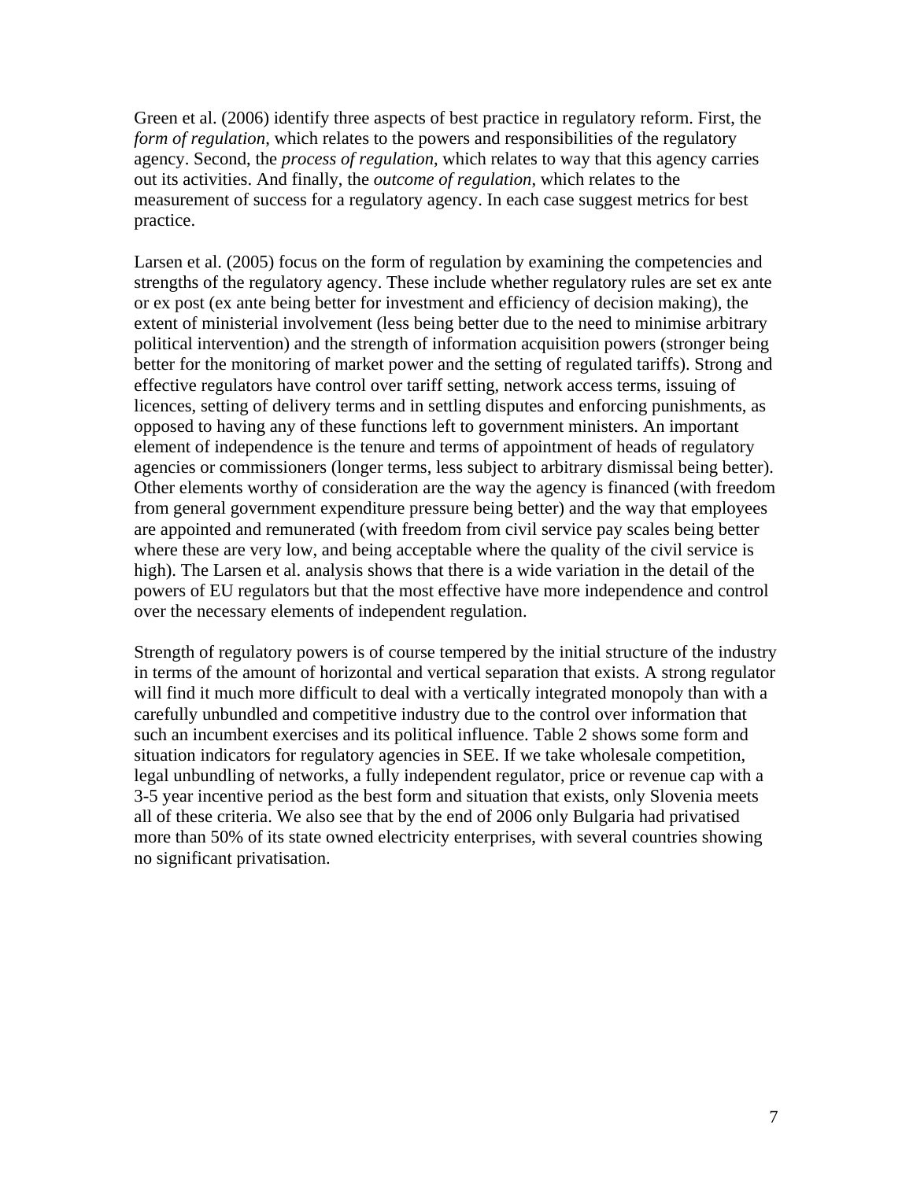Green et al. (2006) identify three aspects of best practice in regulatory reform. First, the *form of regulation*, which relates to the powers and responsibilities of the regulatory agency. Second, the *process of regulation*, which relates to way that this agency carries out its activities. And finally, the *outcome of regulation*, which relates to the measurement of success for a regulatory agency. In each case suggest metrics for best practice.

Larsen et al. (2005) focus on the form of regulation by examining the competencies and strengths of the regulatory agency. These include whether regulatory rules are set ex ante or ex post (ex ante being better for investment and efficiency of decision making), the extent of ministerial involvement (less being better due to the need to minimise arbitrary political intervention) and the strength of information acquisition powers (stronger being better for the monitoring of market power and the setting of regulated tariffs). Strong and effective regulators have control over tariff setting, network access terms, issuing of licences, setting of delivery terms and in settling disputes and enforcing punishments, as opposed to having any of these functions left to government ministers. An important element of independence is the tenure and terms of appointment of heads of regulatory agencies or commissioners (longer terms, less subject to arbitrary dismissal being better). Other elements worthy of consideration are the way the agency is financed (with freedom from general government expenditure pressure being better) and the way that employees are appointed and remunerated (with freedom from civil service pay scales being better where these are very low, and being acceptable where the quality of the civil service is high). The Larsen et al. analysis shows that there is a wide variation in the detail of the powers of EU regulators but that the most effective have more independence and control over the necessary elements of independent regulation.

Strength of regulatory powers is of course tempered by the initial structure of the industry in terms of the amount of horizontal and vertical separation that exists. A strong regulator will find it much more difficult to deal with a vertically integrated monopoly than with a carefully unbundled and competitive industry due to the control over information that such an incumbent exercises and its political influence. Table 2 shows some form and situation indicators for regulatory agencies in SEE. If we take wholesale competition, legal unbundling of networks, a fully independent regulator, price or revenue cap with a 3-5 year incentive period as the best form and situation that exists, only Slovenia meets all of these criteria. We also see that by the end of 2006 only Bulgaria had privatised more than 50% of its state owned electricity enterprises, with several countries showing no significant privatisation.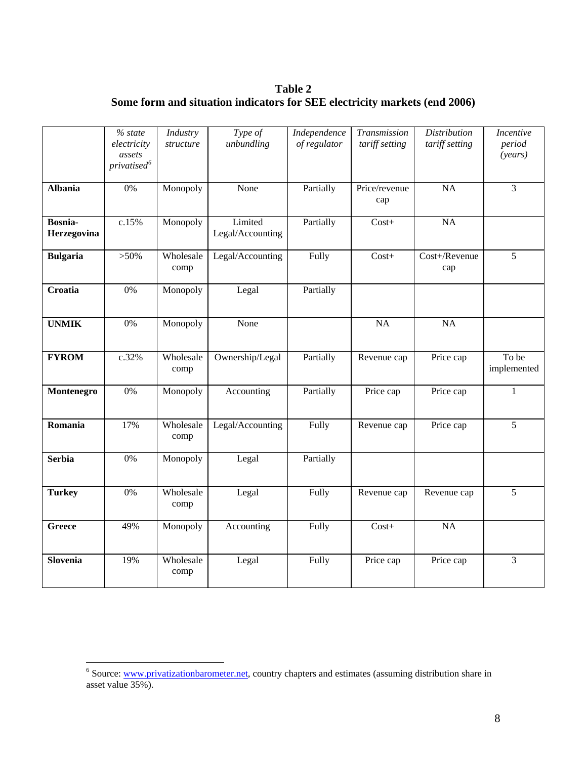**Table 2**
**Some form and situation indicators for SEE electricity markets (end 2006)**

| | *% state electricity assets privatised*[6] | *Industry structure* | *Type of unbundling* | *Independence of regulator* | *Transmission tariff setting* | *Distribution tariff setting* | *Incentive period (years)* |
|---|---|---|---|---|---|---|---|
| **Albania** | 0% | Monopoly | None | Partially | Price/revenue cap | NA | 3 |
| **Bosnia-Herzegovina** | c.15% | Monopoly | Limited Legal/Accounting | Partially | Cost+ | NA | |
| **Bulgaria** | >50% | Wholesale comp | Legal/Accounting | Fully | Cost+ | Cost+/Revenue cap | 5 |
| **Croatia** | 0% | Monopoly | Legal | Partially | | | |
| **UNMIK** | 0% | Monopoly | None | | NA | NA | |
| **FYROM** | c.32% | Wholesale comp | Ownership/Legal | Partially | Revenue cap | Price cap | To be implemented |
| **Montenegro** | 0% | Monopoly | Accounting | Partially | Price cap | Price cap | 1 |
| **Romania** | 17% | Wholesale comp | Legal/Accounting | Fully | Revenue cap | Price cap | 5 |
| **Serbia** | 0% | Monopoly | Legal | Partially | | | |
| **Turkey** | 0% | Wholesale comp | Legal | Fully | Revenue cap | Revenue cap | 5 |
| **Greece** | 49% | Monopoly | Accounting | Fully | Cost+ | NA | |
| **Slovenia** | 19% | Wholesale comp | Legal | Fully | Price cap | Price cap | 3 |

[6] Source: www.privatizationbarometer.net, country chapters and estimates (assuming distribution share in asset value 35%).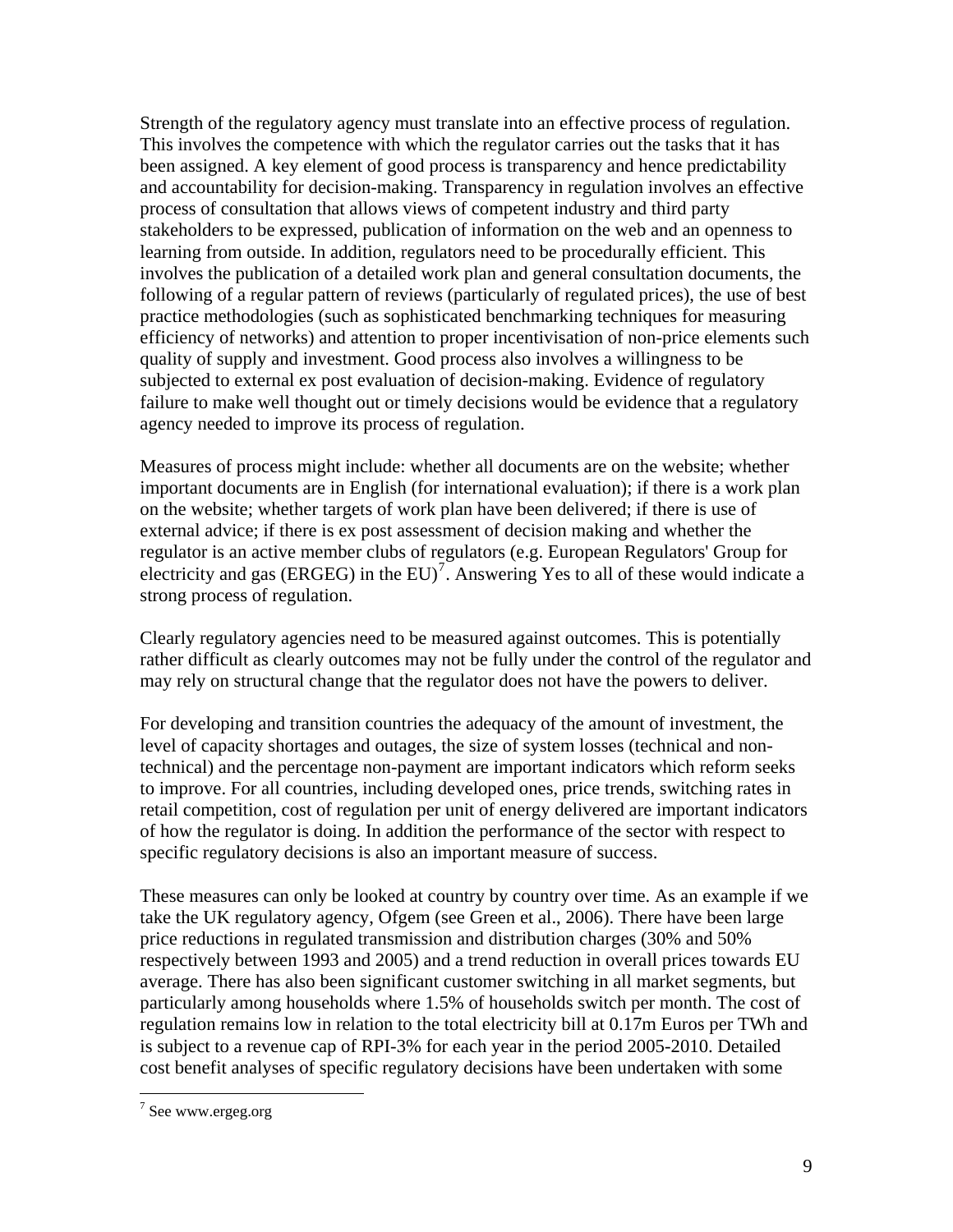Strength of the regulatory agency must translate into an effective process of regulation. This involves the competence with which the regulator carries out the tasks that it has been assigned. A key element of good process is transparency and hence predictability and accountability for decision-making. Transparency in regulation involves an effective process of consultation that allows views of competent industry and third party stakeholders to be expressed, publication of information on the web and an openness to learning from outside. In addition, regulators need to be procedurally efficient. This involves the publication of a detailed work plan and general consultation documents, the following of a regular pattern of reviews (particularly of regulated prices), the use of best practice methodologies (such as sophisticated benchmarking techniques for measuring efficiency of networks) and attention to proper incentivisation of non-price elements such quality of supply and investment. Good process also involves a willingness to be subjected to external ex post evaluation of decision-making. Evidence of regulatory failure to make well thought out or timely decisions would be evidence that a regulatory agency needed to improve its process of regulation.

Measures of process might include: whether all documents are on the website; whether important documents are in English (for international evaluation); if there is a work plan on the website; whether targets of work plan have been delivered; if there is use of external advice; if there is ex post assessment of decision making and whether the regulator is an active member clubs of regulators (e.g. European Regulators' Group for electricity and gas (ERGEG) in the EU)[7]. Answering Yes to all of these would indicate a strong process of regulation.

Clearly regulatory agencies need to be measured against outcomes. This is potentially rather difficult as clearly outcomes may not be fully under the control of the regulator and may rely on structural change that the regulator does not have the powers to deliver.

For developing and transition countries the adequacy of the amount of investment, the level of capacity shortages and outages, the size of system losses (technical and non-technical) and the percentage non-payment are important indicators which reform seeks to improve. For all countries, including developed ones, price trends, switching rates in retail competition, cost of regulation per unit of energy delivered are important indicators of how the regulator is doing. In addition the performance of the sector with respect to specific regulatory decisions is also an important measure of success.

These measures can only be looked at country by country over time. As an example if we take the UK regulatory agency, Ofgem (see Green et al., 2006). There have been large price reductions in regulated transmission and distribution charges (30% and 50% respectively between 1993 and 2005) and a trend reduction in overall prices towards EU average. There has also been significant customer switching in all market segments, but particularly among households where 1.5% of households switch per month. The cost of regulation remains low in relation to the total electricity bill at 0.17m Euros per TWh and is subject to a revenue cap of RPI-3% for each year in the period 2005-2010. Detailed cost benefit analyses of specific regulatory decisions have been undertaken with some

[7] See www.ergeg.org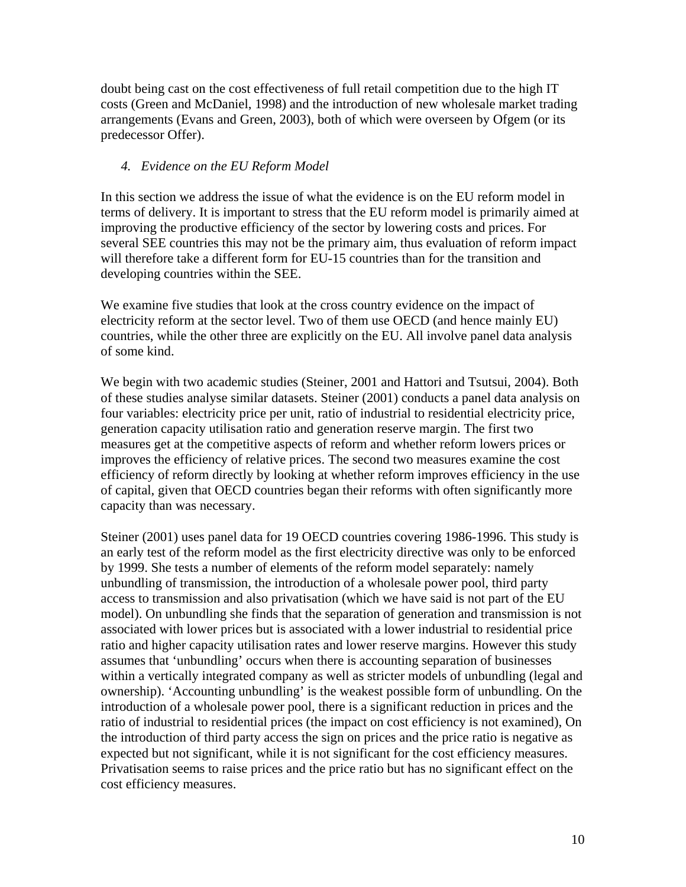doubt being cast on the cost effectiveness of full retail competition due to the high IT costs (Green and McDaniel, 1998) and the introduction of new wholesale market trading arrangements (Evans and Green, 2003), both of which were overseen by Ofgem (or its predecessor Offer).

## *4. Evidence on the EU Reform Model*

In this section we address the issue of what the evidence is on the EU reform model in terms of delivery. It is important to stress that the EU reform model is primarily aimed at improving the productive efficiency of the sector by lowering costs and prices. For several SEE countries this may not be the primary aim, thus evaluation of reform impact will therefore take a different form for EU-15 countries than for the transition and developing countries within the SEE.

We examine five studies that look at the cross country evidence on the impact of electricity reform at the sector level. Two of them use OECD (and hence mainly EU) countries, while the other three are explicitly on the EU. All involve panel data analysis of some kind.

We begin with two academic studies (Steiner, 2001 and Hattori and Tsutsui, 2004). Both of these studies analyse similar datasets. Steiner (2001) conducts a panel data analysis on four variables: electricity price per unit, ratio of industrial to residential electricity price, generation capacity utilisation ratio and generation reserve margin. The first two measures get at the competitive aspects of reform and whether reform lowers prices or improves the efficiency of relative prices. The second two measures examine the cost efficiency of reform directly by looking at whether reform improves efficiency in the use of capital, given that OECD countries began their reforms with often significantly more capacity than was necessary.

Steiner (2001) uses panel data for 19 OECD countries covering 1986-1996. This study is an early test of the reform model as the first electricity directive was only to be enforced by 1999. She tests a number of elements of the reform model separately: namely unbundling of transmission, the introduction of a wholesale power pool, third party access to transmission and also privatisation (which we have said is not part of the EU model). On unbundling she finds that the separation of generation and transmission is not associated with lower prices but is associated with a lower industrial to residential price ratio and higher capacity utilisation rates and lower reserve margins. However this study assumes that 'unbundling' occurs when there is accounting separation of businesses within a vertically integrated company as well as stricter models of unbundling (legal and ownership). 'Accounting unbundling' is the weakest possible form of unbundling. On the introduction of a wholesale power pool, there is a significant reduction in prices and the ratio of industrial to residential prices (the impact on cost efficiency is not examined), On the introduction of third party access the sign on prices and the price ratio is negative as expected but not significant, while it is not significant for the cost efficiency measures. Privatisation seems to raise prices and the price ratio but has no significant effect on the cost efficiency measures.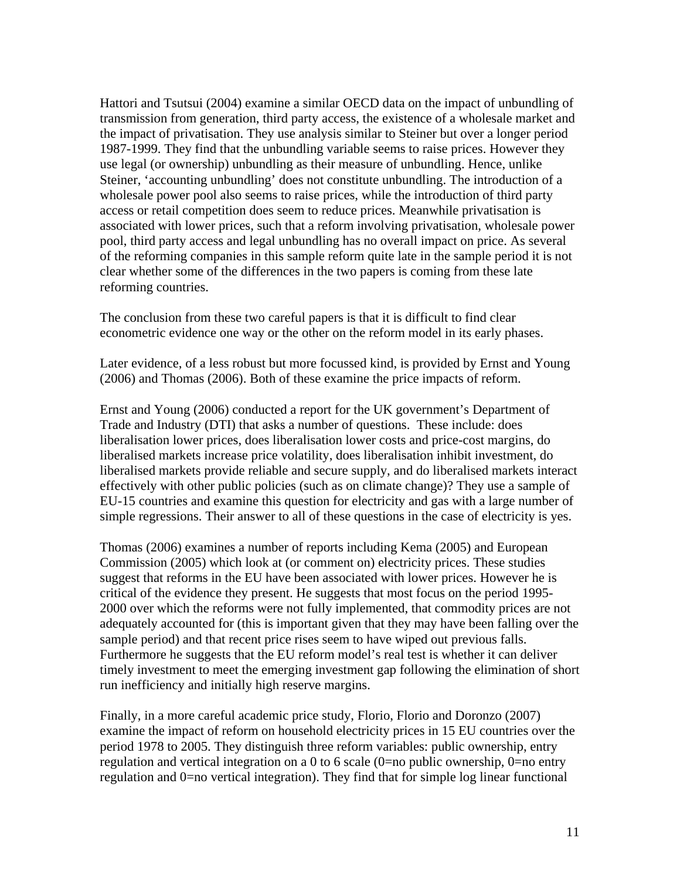Hattori and Tsutsui (2004) examine a similar OECD data on the impact of unbundling of transmission from generation, third party access, the existence of a wholesale market and the impact of privatisation. They use analysis similar to Steiner but over a longer period 1987-1999. They find that the unbundling variable seems to raise prices. However they use legal (or ownership) unbundling as their measure of unbundling. Hence, unlike Steiner, 'accounting unbundling' does not constitute unbundling. The introduction of a wholesale power pool also seems to raise prices, while the introduction of third party access or retail competition does seem to reduce prices. Meanwhile privatisation is associated with lower prices, such that a reform involving privatisation, wholesale power pool, third party access and legal unbundling has no overall impact on price. As several of the reforming companies in this sample reform quite late in the sample period it is not clear whether some of the differences in the two papers is coming from these late reforming countries.

The conclusion from these two careful papers is that it is difficult to find clear econometric evidence one way or the other on the reform model in its early phases.

Later evidence, of a less robust but more focussed kind, is provided by Ernst and Young (2006) and Thomas (2006). Both of these examine the price impacts of reform.

Ernst and Young (2006) conducted a report for the UK government's Department of Trade and Industry (DTI) that asks a number of questions. These include: does liberalisation lower prices, does liberalisation lower costs and price-cost margins, do liberalised markets increase price volatility, does liberalisation inhibit investment, do liberalised markets provide reliable and secure supply, and do liberalised markets interact effectively with other public policies (such as on climate change)? They use a sample of EU-15 countries and examine this question for electricity and gas with a large number of simple regressions. Their answer to all of these questions in the case of electricity is yes.

Thomas (2006) examines a number of reports including Kema (2005) and European Commission (2005) which look at (or comment on) electricity prices. These studies suggest that reforms in the EU have been associated with lower prices. However he is critical of the evidence they present. He suggests that most focus on the period 1995-2000 over which the reforms were not fully implemented, that commodity prices are not adequately accounted for (this is important given that they may have been falling over the sample period) and that recent price rises seem to have wiped out previous falls. Furthermore he suggests that the EU reform model's real test is whether it can deliver timely investment to meet the emerging investment gap following the elimination of short run inefficiency and initially high reserve margins.

Finally, in a more careful academic price study, Florio, Florio and Doronzo (2007) examine the impact of reform on household electricity prices in 15 EU countries over the period 1978 to 2005. They distinguish three reform variables: public ownership, entry regulation and vertical integration on a 0 to 6 scale (0=no public ownership, 0=no entry regulation and 0=no vertical integration). They find that for simple log linear functional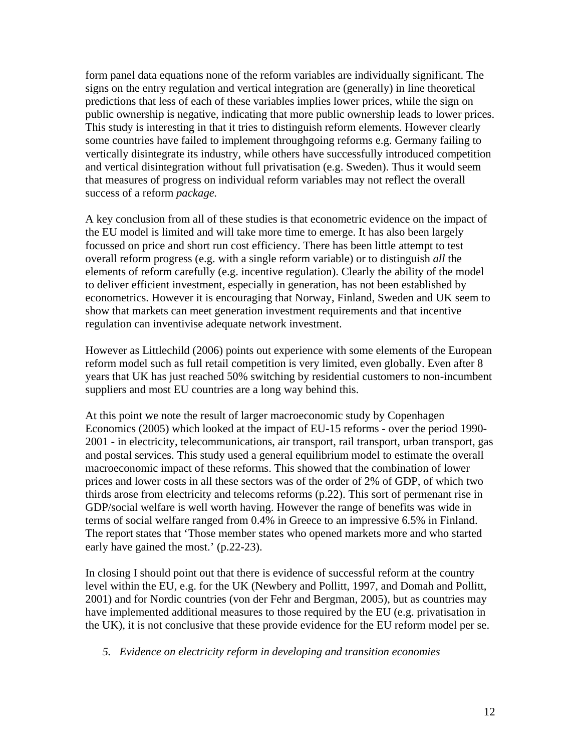form panel data equations none of the reform variables are individually significant. The signs on the entry regulation and vertical integration are (generally) in line theoretical predictions that less of each of these variables implies lower prices, while the sign on public ownership is negative, indicating that more public ownership leads to lower prices. This study is interesting in that it tries to distinguish reform elements. However clearly some countries have failed to implement throughgoing reforms e.g. Germany failing to vertically disintegrate its industry, while others have successfully introduced competition and vertical disintegration without full privatisation (e.g. Sweden). Thus it would seem that measures of progress on individual reform variables may not reflect the overall success of a reform *package.*

A key conclusion from all of these studies is that econometric evidence on the impact of the EU model is limited and will take more time to emerge. It has also been largely focussed on price and short run cost efficiency. There has been little attempt to test overall reform progress (e.g. with a single reform variable) or to distinguish *all* the elements of reform carefully (e.g. incentive regulation). Clearly the ability of the model to deliver efficient investment, especially in generation, has not been established by econometrics. However it is encouraging that Norway, Finland, Sweden and UK seem to show that markets can meet generation investment requirements and that incentive regulation can inventivise adequate network investment.

However as Littlechild (2006) points out experience with some elements of the European reform model such as full retail competition is very limited, even globally. Even after 8 years that UK has just reached 50% switching by residential customers to non-incumbent suppliers and most EU countries are a long way behind this.

At this point we note the result of larger macroeconomic study by Copenhagen Economics (2005) which looked at the impact of EU-15 reforms - over the period 1990-2001 - in electricity, telecommunications, air transport, rail transport, urban transport, gas and postal services. This study used a general equilibrium model to estimate the overall macroeconomic impact of these reforms. This showed that the combination of lower prices and lower costs in all these sectors was of the order of 2% of GDP, of which two thirds arose from electricity and telecoms reforms (p.22). This sort of permenant rise in GDP/social welfare is well worth having. However the range of benefits was wide in terms of social welfare ranged from 0.4% in Greece to an impressive 6.5% in Finland. The report states that 'Those member states who opened markets more and who started early have gained the most.' (p.22-23).

In closing I should point out that there is evidence of successful reform at the country level within the EU, e.g. for the UK (Newbery and Pollitt, 1997, and Domah and Pollitt, 2001) and for Nordic countries (von der Fehr and Bergman, 2005), but as countries may have implemented additional measures to those required by the EU (e.g. privatisation in the UK), it is not conclusive that these provide evidence for the EU reform model per se.

## *5. Evidence on electricity reform in developing and transition economies*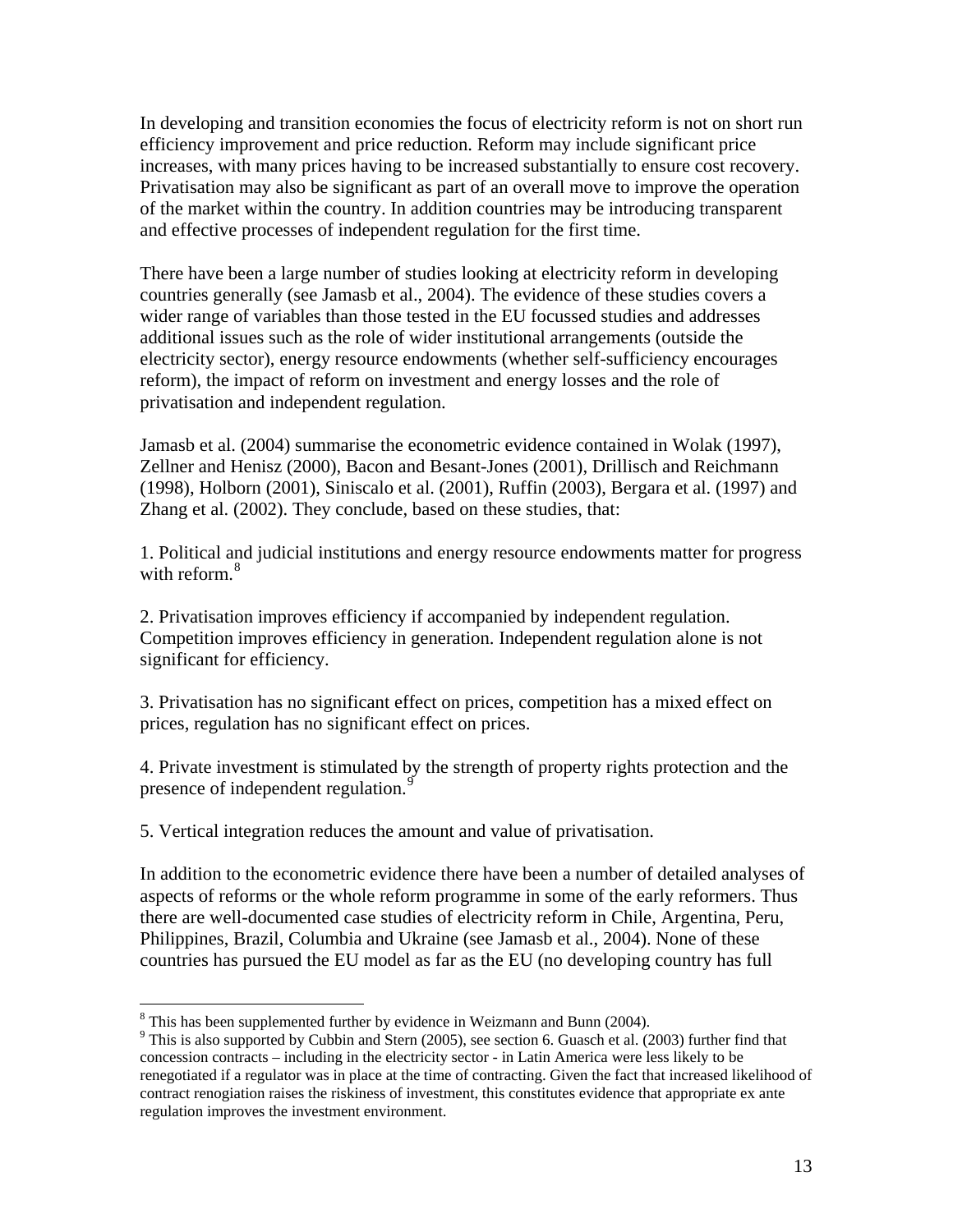In developing and transition economies the focus of electricity reform is not on short run efficiency improvement and price reduction. Reform may include significant price increases, with many prices having to be increased substantially to ensure cost recovery. Privatisation may also be significant as part of an overall move to improve the operation of the market within the country. In addition countries may be introducing transparent and effective processes of independent regulation for the first time.

There have been a large number of studies looking at electricity reform in developing countries generally (see Jamasb et al., 2004). The evidence of these studies covers a wider range of variables than those tested in the EU focussed studies and addresses additional issues such as the role of wider institutional arrangements (outside the electricity sector), energy resource endowments (whether self-sufficiency encourages reform), the impact of reform on investment and energy losses and the role of privatisation and independent regulation.

Jamasb et al. (2004) summarise the econometric evidence contained in Wolak (1997), Zellner and Henisz (2000), Bacon and Besant-Jones (2001), Drillisch and Reichmann (1998), Holborn (2001), Siniscalo et al. (2001), Ruffin (2003), Bergara et al. (1997) and Zhang et al. (2002). They conclude, based on these studies, that:

1. Political and judicial institutions and energy resource endowments matter for progress with reform.[8]

2. Privatisation improves efficiency if accompanied by independent regulation. Competition improves efficiency in generation. Independent regulation alone is not significant for efficiency.

3. Privatisation has no significant effect on prices, competition has a mixed effect on prices, regulation has no significant effect on prices.

4. Private investment is stimulated by the strength of property rights protection and the presence of independent regulation.[9]

5. Vertical integration reduces the amount and value of privatisation.

In addition to the econometric evidence there have been a number of detailed analyses of aspects of reforms or the whole reform programme in some of the early reformers. Thus there are well-documented case studies of electricity reform in Chile, Argentina, Peru, Philippines, Brazil, Columbia and Ukraine (see Jamasb et al., 2004). None of these countries has pursued the EU model as far as the EU (no developing country has full

---

[8] This has been supplemented further by evidence in Weizmann and Bunn (2004).

[9] This is also supported by Cubbin and Stern (2005), see section 6. Guasch et al. (2003) further find that concession contracts – including in the electricity sector - in Latin America were less likely to be renegotiated if a regulator was in place at the time of contracting. Given the fact that increased likelihood of contract renogiation raises the riskiness of investment, this constitutes evidence that appropriate ex ante regulation improves the investment environment.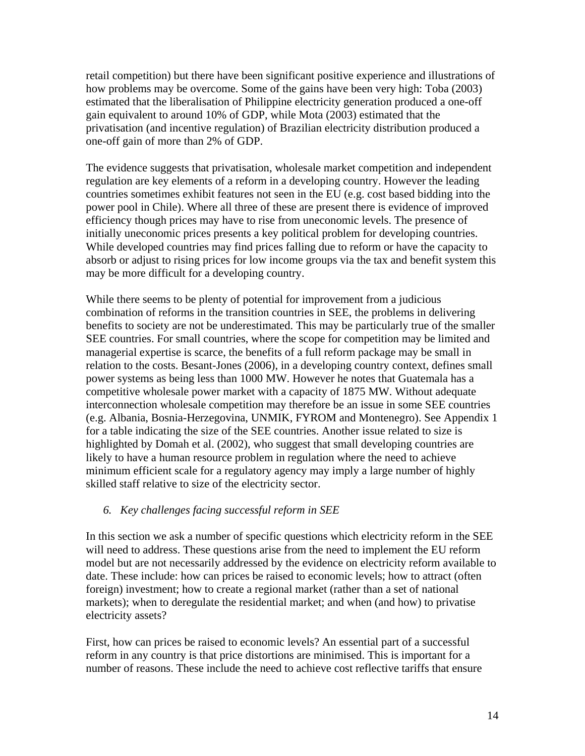retail competition) but there have been significant positive experience and illustrations of how problems may be overcome. Some of the gains have been very high: Toba (2003) estimated that the liberalisation of Philippine electricity generation produced a one-off gain equivalent to around 10% of GDP, while Mota (2003) estimated that the privatisation (and incentive regulation) of Brazilian electricity distribution produced a one-off gain of more than 2% of GDP.

The evidence suggests that privatisation, wholesale market competition and independent regulation are key elements of a reform in a developing country. However the leading countries sometimes exhibit features not seen in the EU (e.g. cost based bidding into the power pool in Chile). Where all three of these are present there is evidence of improved efficiency though prices may have to rise from uneconomic levels. The presence of initially uneconomic prices presents a key political problem for developing countries. While developed countries may find prices falling due to reform or have the capacity to absorb or adjust to rising prices for low income groups via the tax and benefit system this may be more difficult for a developing country.

While there seems to be plenty of potential for improvement from a judicious combination of reforms in the transition countries in SEE, the problems in delivering benefits to society are not be underestimated. This may be particularly true of the smaller SEE countries. For small countries, where the scope for competition may be limited and managerial expertise is scarce, the benefits of a full reform package may be small in relation to the costs. Besant-Jones (2006), in a developing country context, defines small power systems as being less than 1000 MW. However he notes that Guatemala has a competitive wholesale power market with a capacity of 1875 MW. Without adequate interconnection wholesale competition may therefore be an issue in some SEE countries (e.g. Albania, Bosnia-Herzegovina, UNMIK, FYROM and Montenegro). See Appendix 1 for a table indicating the size of the SEE countries. Another issue related to size is highlighted by Domah et al. (2002), who suggest that small developing countries are likely to have a human resource problem in regulation where the need to achieve minimum efficient scale for a regulatory agency may imply a large number of highly skilled staff relative to size of the electricity sector.

## *6. Key challenges facing successful reform in SEE*

In this section we ask a number of specific questions which electricity reform in the SEE will need to address. These questions arise from the need to implement the EU reform model but are not necessarily addressed by the evidence on electricity reform available to date. These include: how can prices be raised to economic levels; how to attract (often foreign) investment; how to create a regional market (rather than a set of national markets); when to deregulate the residential market; and when (and how) to privatise electricity assets?

First, how can prices be raised to economic levels? An essential part of a successful reform in any country is that price distortions are minimised. This is important for a number of reasons. These include the need to achieve cost reflective tariffs that ensure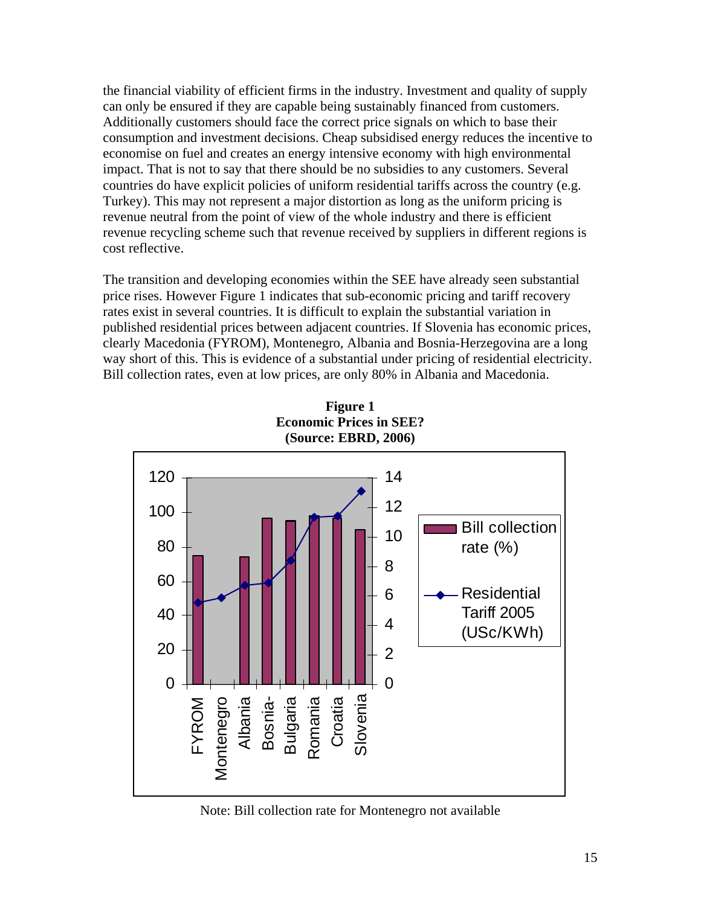the financial viability of efficient firms in the industry. Investment and quality of supply can only be ensured if they are capable being sustainably financed from customers. Additionally customers should face the correct price signals on which to base their consumption and investment decisions. Cheap subsidised energy reduces the incentive to economise on fuel and creates an energy intensive economy with high environmental impact. That is not to say that there should be no subsidies to any customers. Several countries do have explicit policies of uniform residential tariffs across the country (e.g. Turkey). This may not represent a major distortion as long as the uniform pricing is revenue neutral from the point of view of the whole industry and there is efficient revenue recycling scheme such that revenue received by suppliers in different regions is cost reflective.

The transition and developing economies within the SEE have already seen substantial price rises. However Figure 1 indicates that sub-economic pricing and tariff recovery rates exist in several countries. It is difficult to explain the substantial variation in published residential prices between adjacent countries. If Slovenia has economic prices, clearly Macedonia (FYROM), Montenegro, Albania and Bosnia-Herzegovina are a long way short of this. This is evidence of a substantial under pricing of residential electricity. Bill collection rates, even at low prices, are only 80% in Albania and Macedonia.

**Figure 1**
**Economic Prices in SEE?**
**(Source: EBRD, 2006)**

Note: Bill collection rate for Montenegro not available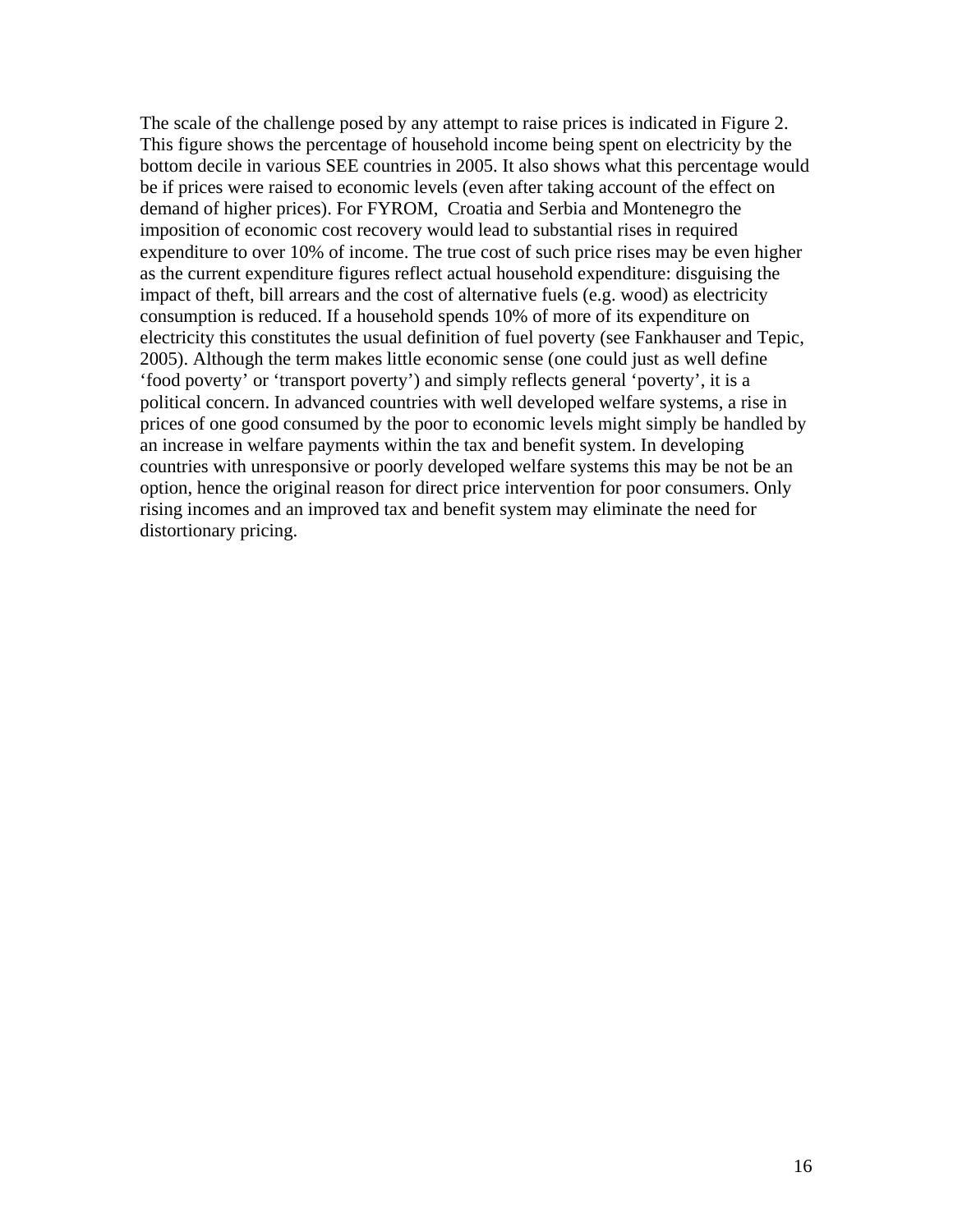The scale of the challenge posed by any attempt to raise prices is indicated in Figure 2. This figure shows the percentage of household income being spent on electricity by the bottom decile in various SEE countries in 2005. It also shows what this percentage would be if prices were raised to economic levels (even after taking account of the effect on demand of higher prices). For FYROM, Croatia and Serbia and Montenegro the imposition of economic cost recovery would lead to substantial rises in required expenditure to over 10% of income. The true cost of such price rises may be even higher as the current expenditure figures reflect actual household expenditure: disguising the impact of theft, bill arrears and the cost of alternative fuels (e.g. wood) as electricity consumption is reduced. If a household spends 10% of more of its expenditure on electricity this constitutes the usual definition of fuel poverty (see Fankhauser and Tepic, 2005). Although the term makes little economic sense (one could just as well define 'food poverty' or 'transport poverty') and simply reflects general 'poverty', it is a political concern. In advanced countries with well developed welfare systems, a rise in prices of one good consumed by the poor to economic levels might simply be handled by an increase in welfare payments within the tax and benefit system. In developing countries with unresponsive or poorly developed welfare systems this may be not be an option, hence the original reason for direct price intervention for poor consumers. Only rising incomes and an improved tax and benefit system may eliminate the need for distortionary pricing.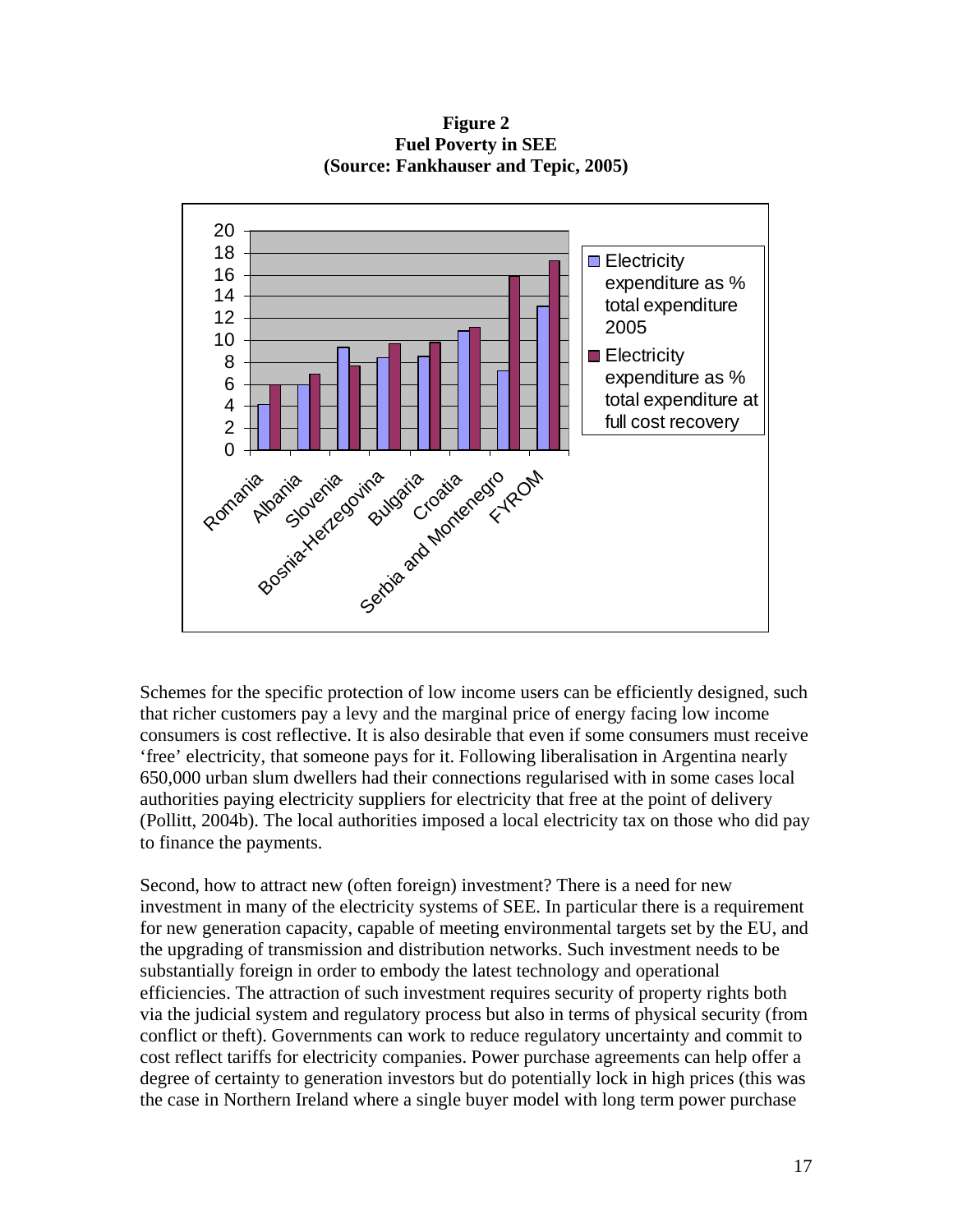**Figure 2**
**Fuel Poverty in SEE**
**(Source: Fankhauser and Tepic, 2005)**

Schemes for the specific protection of low income users can be efficiently designed, such that richer customers pay a levy and the marginal price of energy facing low income consumers is cost reflective. It is also desirable that even if some consumers must receive 'free' electricity, that someone pays for it. Following liberalisation in Argentina nearly 650,000 urban slum dwellers had their connections regularised with in some cases local authorities paying electricity suppliers for electricity that free at the point of delivery (Pollitt, 2004b). The local authorities imposed a local electricity tax on those who did pay to finance the payments.

Second, how to attract new (often foreign) investment? There is a need for new investment in many of the electricity systems of SEE. In particular there is a requirement for new generation capacity, capable of meeting environmental targets set by the EU, and the upgrading of transmission and distribution networks. Such investment needs to be substantially foreign in order to embody the latest technology and operational efficiencies. The attraction of such investment requires security of property rights both via the judicial system and regulatory process but also in terms of physical security (from conflict or theft). Governments can work to reduce regulatory uncertainty and commit to cost reflect tariffs for electricity companies. Power purchase agreements can help offer a degree of certainty to generation investors but do potentially lock in high prices (this was the case in Northern Ireland where a single buyer model with long term power purchase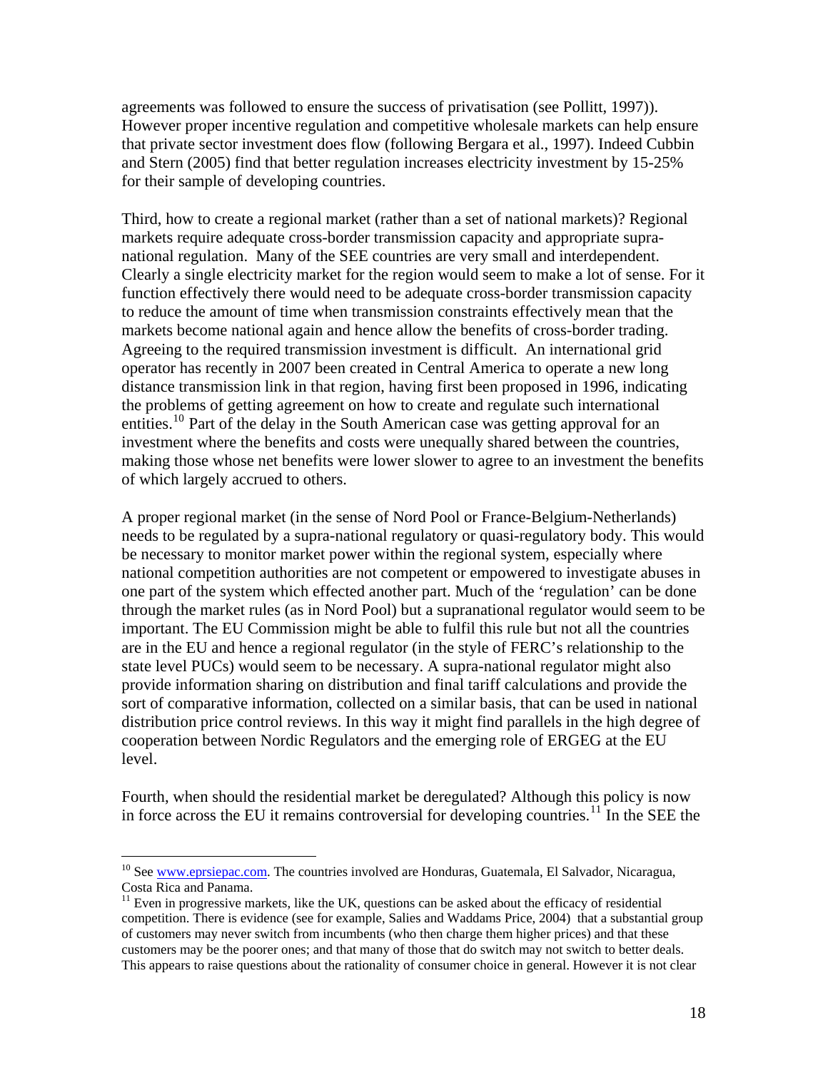agreements was followed to ensure the success of privatisation (see Pollitt, 1997)). However proper incentive regulation and competitive wholesale markets can help ensure that private sector investment does flow (following Bergara et al., 1997). Indeed Cubbin and Stern (2005) find that better regulation increases electricity investment by 15-25% for their sample of developing countries.

Third, how to create a regional market (rather than a set of national markets)? Regional markets require adequate cross-border transmission capacity and appropriate supra-national regulation. Many of the SEE countries are very small and interdependent. Clearly a single electricity market for the region would seem to make a lot of sense. For it function effectively there would need to be adequate cross-border transmission capacity to reduce the amount of time when transmission constraints effectively mean that the markets become national again and hence allow the benefits of cross-border trading. Agreeing to the required transmission investment is difficult. An international grid operator has recently in 2007 been created in Central America to operate a new long distance transmission link in that region, having first been proposed in 1996, indicating the problems of getting agreement on how to create and regulate such international entities.[10] Part of the delay in the South American case was getting approval for an investment where the benefits and costs were unequally shared between the countries, making those whose net benefits were lower slower to agree to an investment the benefits of which largely accrued to others.

A proper regional market (in the sense of Nord Pool or France-Belgium-Netherlands) needs to be regulated by a supra-national regulatory or quasi-regulatory body. This would be necessary to monitor market power within the regional system, especially where national competition authorities are not competent or empowered to investigate abuses in one part of the system which effected another part. Much of the 'regulation' can be done through the market rules (as in Nord Pool) but a supranational regulator would seem to be important. The EU Commission might be able to fulfil this rule but not all the countries are in the EU and hence a regional regulator (in the style of FERC's relationship to the state level PUCs) would seem to be necessary. A supra-national regulator might also provide information sharing on distribution and final tariff calculations and provide the sort of comparative information, collected on a similar basis, that can be used in national distribution price control reviews. In this way it might find parallels in the high degree of cooperation between Nordic Regulators and the emerging role of ERGEG at the EU level.

Fourth, when should the residential market be deregulated? Although this policy is now in force across the EU it remains controversial for developing countries.[11] In the SEE the

---

[10] See www.eprsiepac.com. The countries involved are Honduras, Guatemala, El Salvador, Nicaragua, Costa Rica and Panama.

[11] Even in progressive markets, like the UK, questions can be asked about the efficacy of residential competition. There is evidence (see for example, Salies and Waddams Price, 2004) that a substantial group of customers may never switch from incumbents (who then charge them higher prices) and that these customers may be the poorer ones; and that many of those that do switch may not switch to better deals. This appears to raise questions about the rationality of consumer choice in general. However it is not clear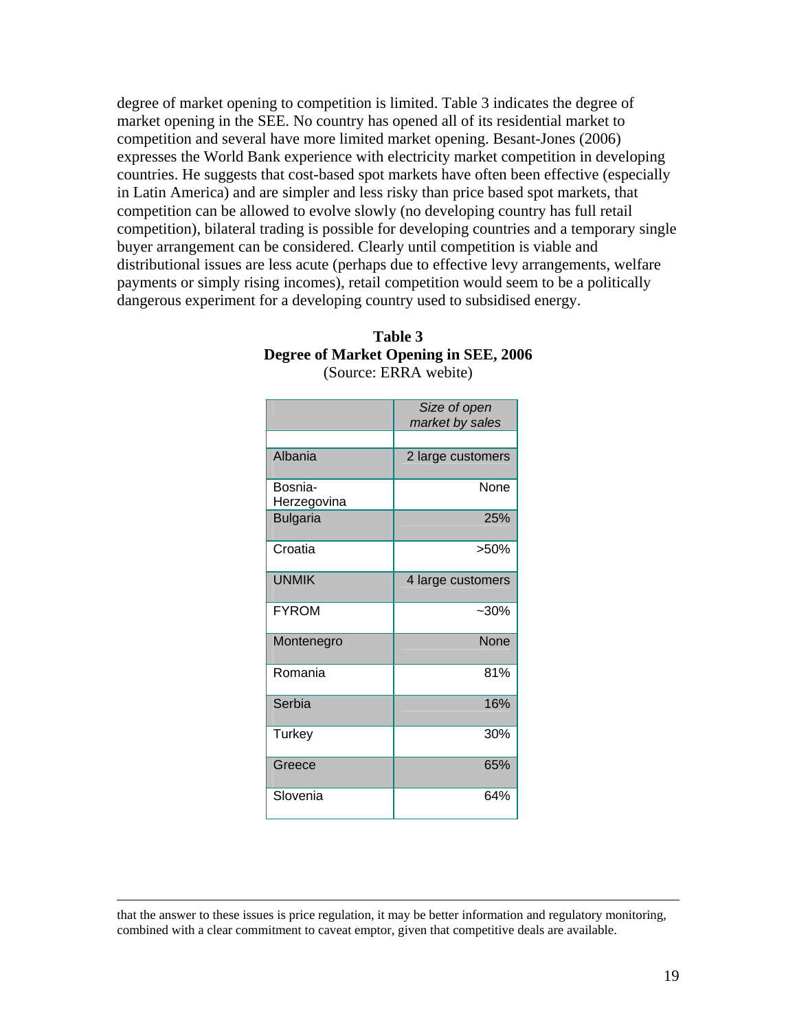degree of market opening to competition is limited. Table 3 indicates the degree of market opening in the SEE. No country has opened all of its residential market to competition and several have more limited market opening. Besant-Jones (2006) expresses the World Bank experience with electricity market competition in developing countries. He suggests that cost-based spot markets have often been effective (especially in Latin America) and are simpler and less risky than price based spot markets, that competition can be allowed to evolve slowly (no developing country has full retail competition), bilateral trading is possible for developing countries and a temporary single buyer arrangement can be considered. Clearly until competition is viable and distributional issues are less acute (perhaps due to effective levy arrangements, welfare payments or simply rising incomes), retail competition would seem to be a politically dangerous experiment for a developing country used to subsidised energy.

**Table 3**
**Degree of Market Opening in SEE, 2006**
(Source: ERRA webite)

| | *Size of open market by sales* |
|---|---|
| | |
| Albania | 2 large customers |
| Bosnia-Herzegovina | None |
| Bulgaria | 25% |
| Croatia | >50% |
| UNMIK | 4 large customers |
| FYROM | ~30% |
| Montenegro | None |
| Romania | 81% |
| Serbia | 16% |
| Turkey | 30% |
| Greece | 65% |
| Slovenia | 64% |

that the answer to these issues is price regulation, it may be better information and regulatory monitoring, combined with a clear commitment to caveat emptor, given that competitive deals are available.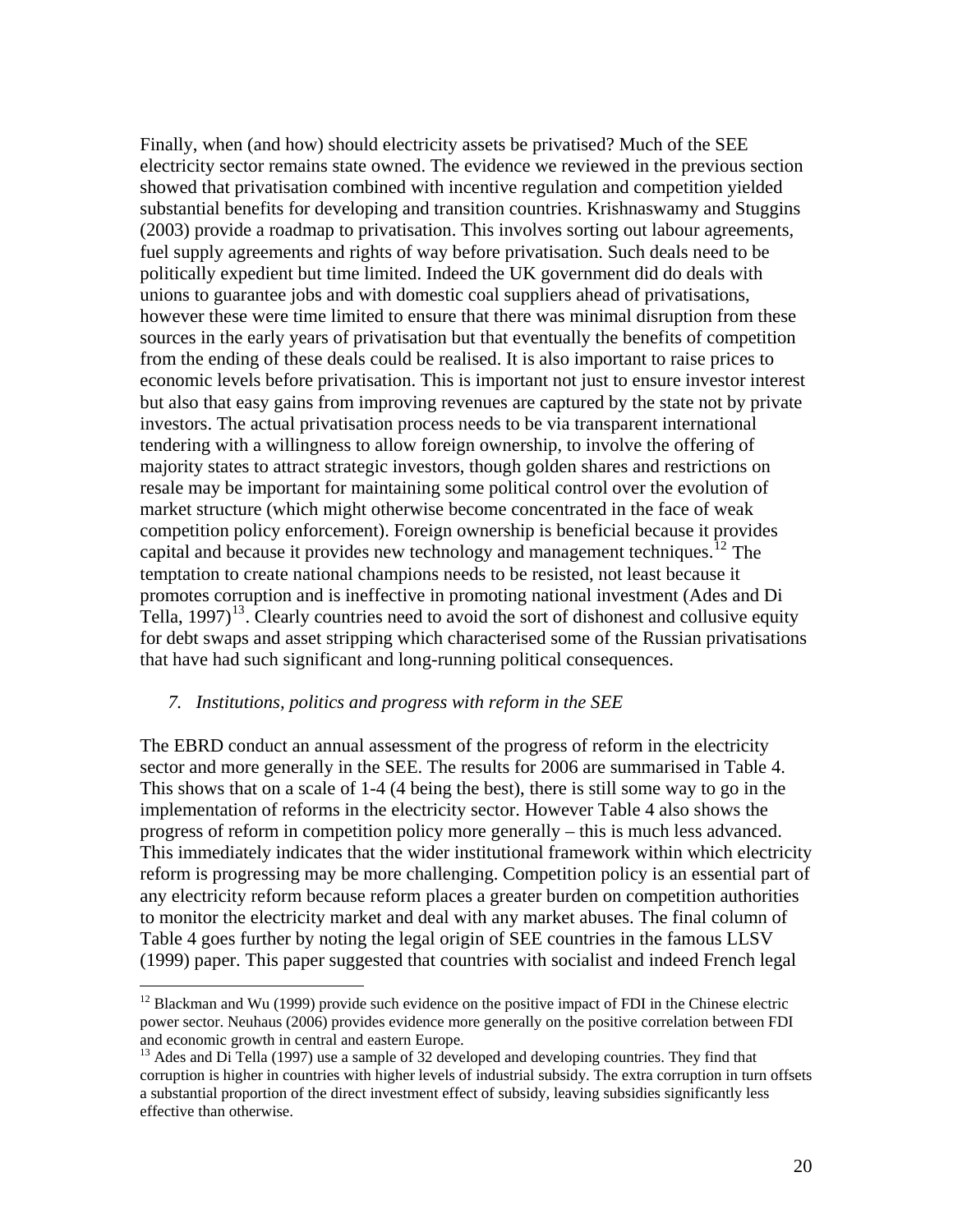Finally, when (and how) should electricity assets be privatised? Much of the SEE electricity sector remains state owned. The evidence we reviewed in the previous section showed that privatisation combined with incentive regulation and competition yielded substantial benefits for developing and transition countries. Krishnaswamy and Stuggins (2003) provide a roadmap to privatisation. This involves sorting out labour agreements, fuel supply agreements and rights of way before privatisation. Such deals need to be politically expedient but time limited. Indeed the UK government did do deals with unions to guarantee jobs and with domestic coal suppliers ahead of privatisations, however these were time limited to ensure that there was minimal disruption from these sources in the early years of privatisation but that eventually the benefits of competition from the ending of these deals could be realised. It is also important to raise prices to economic levels before privatisation. This is important not just to ensure investor interest but also that easy gains from improving revenues are captured by the state not by private investors. The actual privatisation process needs to be via transparent international tendering with a willingness to allow foreign ownership, to involve the offering of majority states to attract strategic investors, though golden shares and restrictions on resale may be important for maintaining some political control over the evolution of market structure (which might otherwise become concentrated in the face of weak competition policy enforcement). Foreign ownership is beneficial because it provides capital and because it provides new technology and management techniques.[12] The temptation to create national champions needs to be resisted, not least because it promotes corruption and is ineffective in promoting national investment (Ades and Di Tella, 1997)[13]. Clearly countries need to avoid the sort of dishonest and collusive equity for debt swaps and asset stripping which characterised some of the Russian privatisations that have had such significant and long-running political consequences.

## *7. Institutions, politics and progress with reform in the SEE*

The EBRD conduct an annual assessment of the progress of reform in the electricity sector and more generally in the SEE. The results for 2006 are summarised in Table 4. This shows that on a scale of 1-4 (4 being the best), there is still some way to go in the implementation of reforms in the electricity sector. However Table 4 also shows the progress of reform in competition policy more generally – this is much less advanced. This immediately indicates that the wider institutional framework within which electricity reform is progressing may be more challenging. Competition policy is an essential part of any electricity reform because reform places a greater burden on competition authorities to monitor the electricity market and deal with any market abuses. The final column of Table 4 goes further by noting the legal origin of SEE countries in the famous LLSV (1999) paper. This paper suggested that countries with socialist and indeed French legal

---

[12] Blackman and Wu (1999) provide such evidence on the positive impact of FDI in the Chinese electric power sector. Neuhaus (2006) provides evidence more generally on the positive correlation between FDI and economic growth in central and eastern Europe.

[13] Ades and Di Tella (1997) use a sample of 32 developed and developing countries. They find that corruption is higher in countries with higher levels of industrial subsidy. The extra corruption in turn offsets a substantial proportion of the direct investment effect of subsidy, leaving subsidies significantly less effective than otherwise.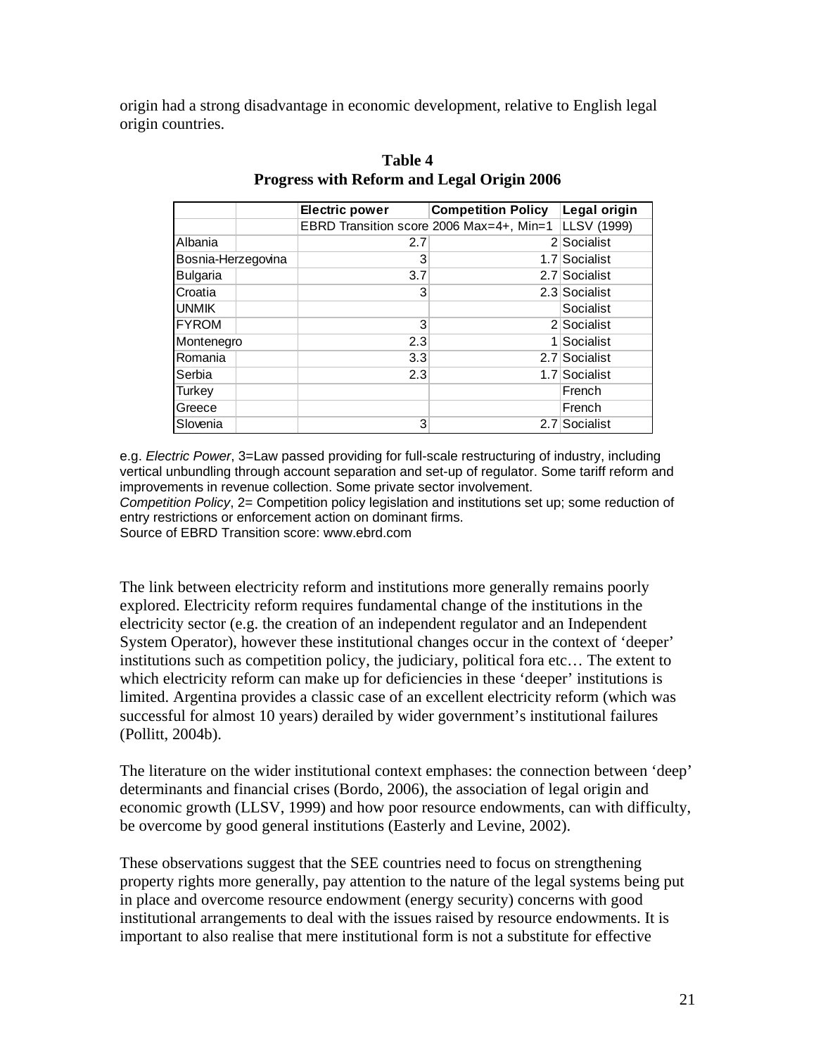origin had a strong disadvantage in economic development, relative to English legal origin countries.

**Table 4**
**Progress with Reform and Legal Origin 2006**

| | Electric power | Competition Policy | Legal origin |
|---|---|---|---|
| | EBRD Transition score 2006 Max=4+, Min=1 | | LLSV (1999) |
| Albania | 2.7 | 2 | Socialist |
| Bosnia-Herzegovina | 3 | 1.7 | Socialist |
| Bulgaria | 3.7 | 2.7 | Socialist |
| Croatia | 3 | 2.3 | Socialist |
| UNMIK | | | Socialist |
| FYROM | 3 | 2 | Socialist |
| Montenegro | 2.3 | 1 | Socialist |
| Romania | 3.3 | 2.7 | Socialist |
| Serbia | 2.3 | 1.7 | Socialist |
| Turkey | | | French |
| Greece | | | French |
| Slovenia | 3 | 2.7 | Socialist |

e.g. *Electric Power*, 3=Law passed providing for full-scale restructuring of industry, including vertical unbundling through account separation and set-up of regulator. Some tariff reform and improvements in revenue collection. Some private sector involvement.
*Competition Policy*, 2= Competition policy legislation and institutions set up; some reduction of entry restrictions or enforcement action on dominant firms.
Source of EBRD Transition score: www.ebrd.com

The link between electricity reform and institutions more generally remains poorly explored. Electricity reform requires fundamental change of the institutions in the electricity sector (e.g. the creation of an independent regulator and an Independent System Operator), however these institutional changes occur in the context of 'deeper' institutions such as competition policy, the judiciary, political fora etc… The extent to which electricity reform can make up for deficiencies in these 'deeper' institutions is limited. Argentina provides a classic case of an excellent electricity reform (which was successful for almost 10 years) derailed by wider government's institutional failures (Pollitt, 2004b).

The literature on the wider institutional context emphases: the connection between 'deep' determinants and financial crises (Bordo, 2006), the association of legal origin and economic growth (LLSV, 1999) and how poor resource endowments, can with difficulty, be overcome by good general institutions (Easterly and Levine, 2002).

These observations suggest that the SEE countries need to focus on strengthening property rights more generally, pay attention to the nature of the legal systems being put in place and overcome resource endowment (energy security) concerns with good institutional arrangements to deal with the issues raised by resource endowments. It is important to also realise that mere institutional form is not a substitute for effective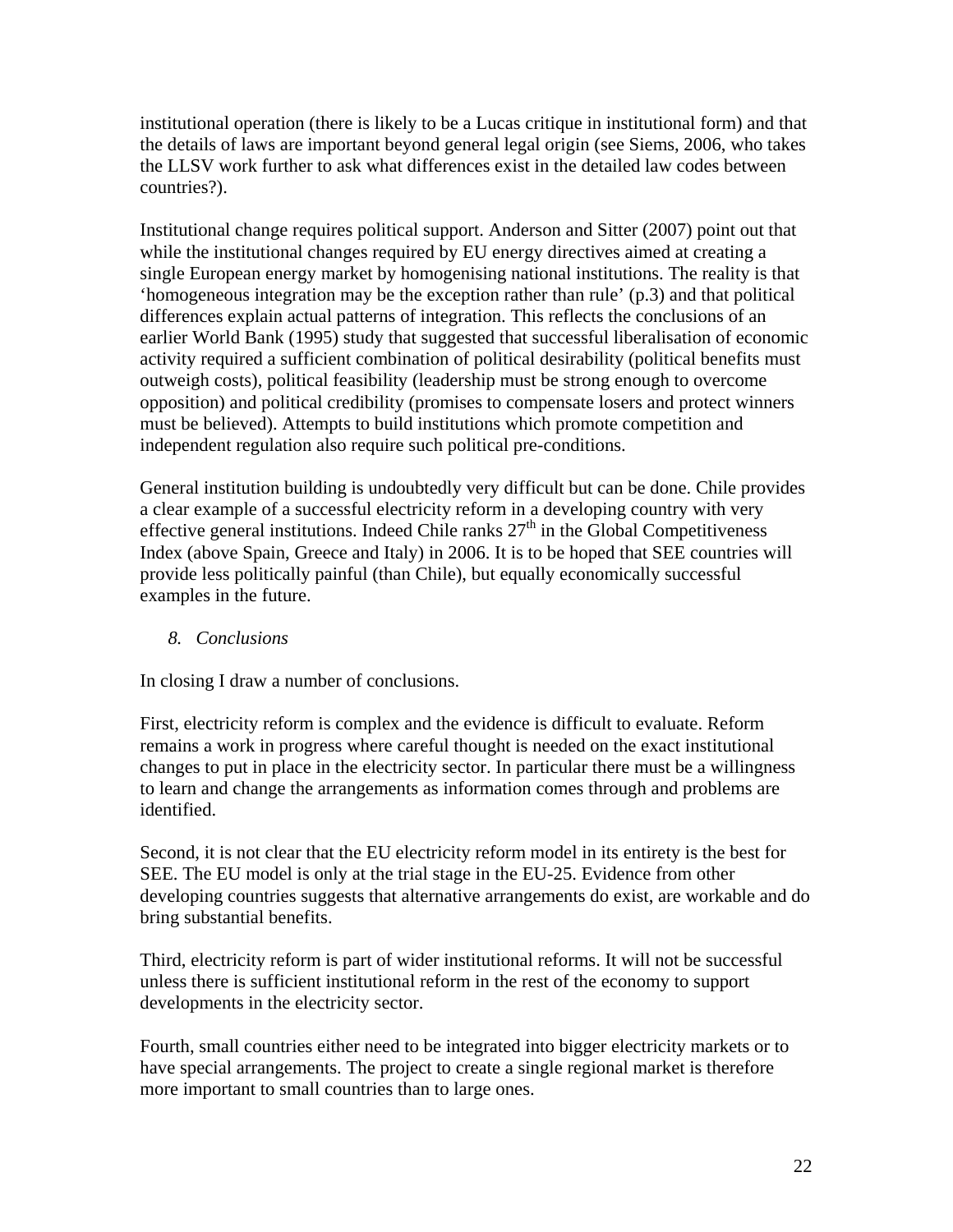institutional operation (there is likely to be a Lucas critique in institutional form) and that the details of laws are important beyond general legal origin (see Siems, 2006, who takes the LLSV work further to ask what differences exist in the detailed law codes between countries?).

Institutional change requires political support. Anderson and Sitter (2007) point out that while the institutional changes required by EU energy directives aimed at creating a single European energy market by homogenising national institutions. The reality is that 'homogeneous integration may be the exception rather than rule' (p.3) and that political differences explain actual patterns of integration. This reflects the conclusions of an earlier World Bank (1995) study that suggested that successful liberalisation of economic activity required a sufficient combination of political desirability (political benefits must outweigh costs), political feasibility (leadership must be strong enough to overcome opposition) and political credibility (promises to compensate losers and protect winners must be believed). Attempts to build institutions which promote competition and independent regulation also require such political pre-conditions.

General institution building is undoubtedly very difficult but can be done. Chile provides a clear example of a successful electricity reform in a developing country with very effective general institutions. Indeed Chile ranks 27th in the Global Competitiveness Index (above Spain, Greece and Italy) in 2006. It is to be hoped that SEE countries will provide less politically painful (than Chile), but equally economically successful examples in the future.

## 8. *Conclusions*

In closing I draw a number of conclusions.

First, electricity reform is complex and the evidence is difficult to evaluate. Reform remains a work in progress where careful thought is needed on the exact institutional changes to put in place in the electricity sector. In particular there must be a willingness to learn and change the arrangements as information comes through and problems are identified.

Second, it is not clear that the EU electricity reform model in its entirety is the best for SEE. The EU model is only at the trial stage in the EU-25. Evidence from other developing countries suggests that alternative arrangements do exist, are workable and do bring substantial benefits.

Third, electricity reform is part of wider institutional reforms. It will not be successful unless there is sufficient institutional reform in the rest of the economy to support developments in the electricity sector.

Fourth, small countries either need to be integrated into bigger electricity markets or to have special arrangements. The project to create a single regional market is therefore more important to small countries than to large ones.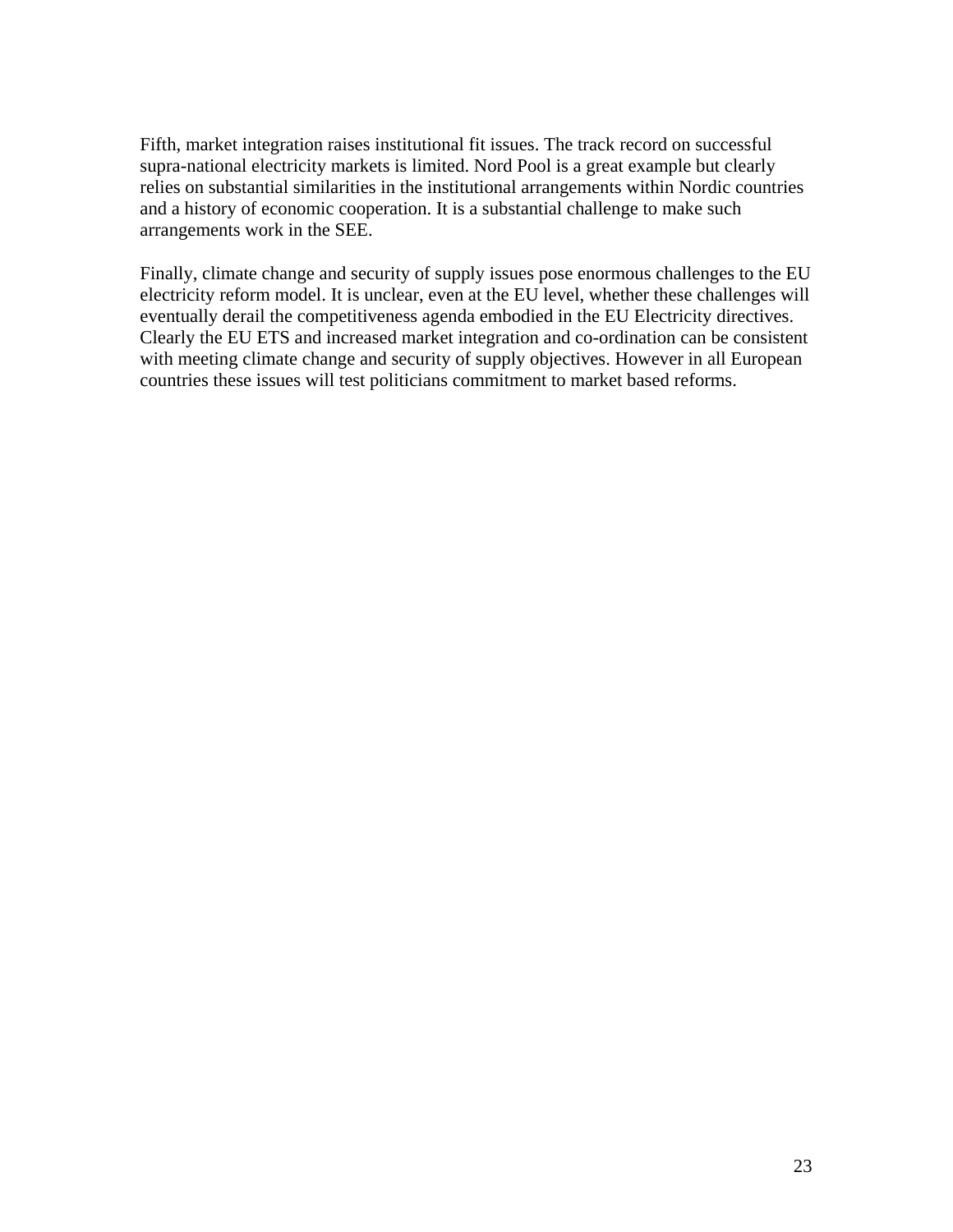Fifth, market integration raises institutional fit issues. The track record on successful supra-national electricity markets is limited. Nord Pool is a great example but clearly relies on substantial similarities in the institutional arrangements within Nordic countries and a history of economic cooperation. It is a substantial challenge to make such arrangements work in the SEE.

Finally, climate change and security of supply issues pose enormous challenges to the EU electricity reform model. It is unclear, even at the EU level, whether these challenges will eventually derail the competitiveness agenda embodied in the EU Electricity directives. Clearly the EU ETS and increased market integration and co-ordination can be consistent with meeting climate change and security of supply objectives. However in all European countries these issues will test politicians commitment to market based reforms.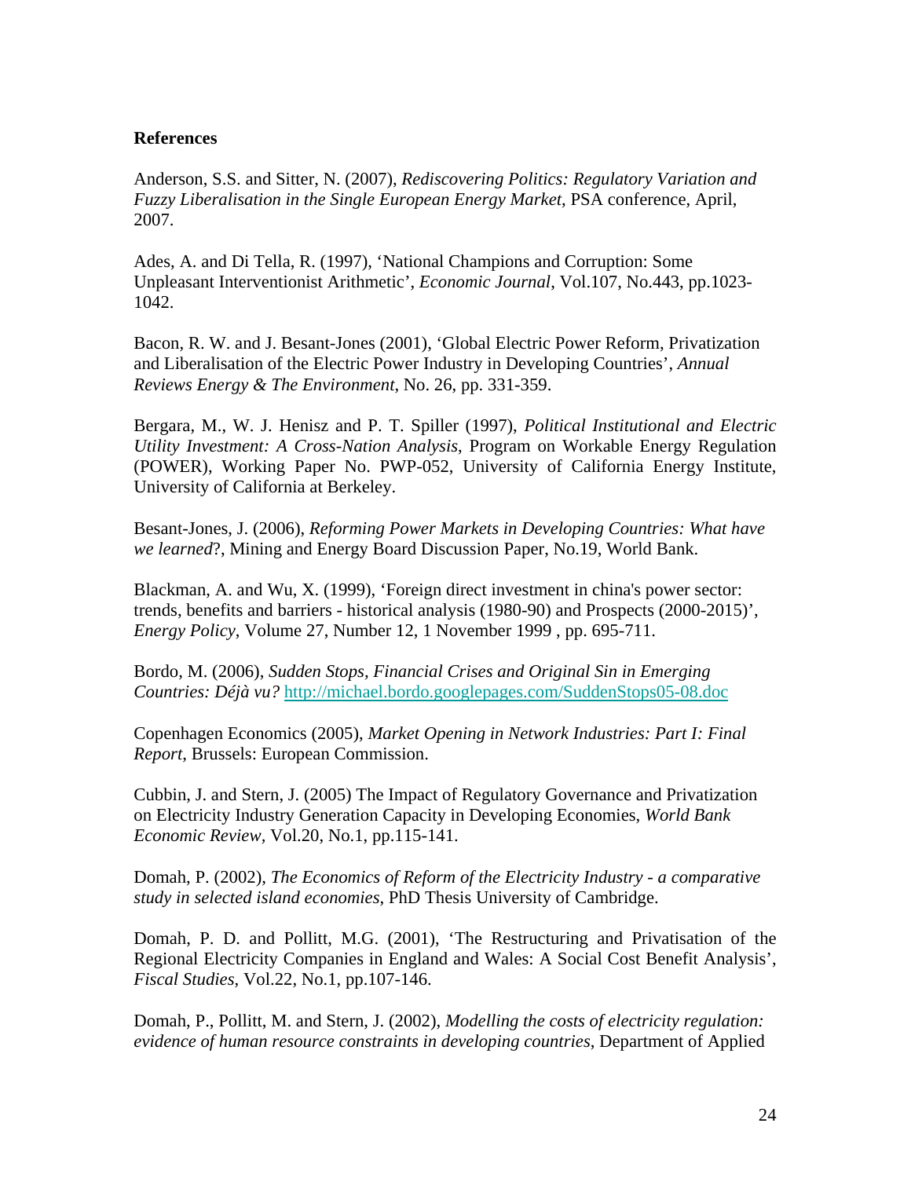**References**

Anderson, S.S. and Sitter, N. (2007), *Rediscovering Politics: Regulatory Variation and Fuzzy Liberalisation in the Single European Energy Market*, PSA conference, April, 2007.

Ades, A. and Di Tella, R. (1997), 'National Champions and Corruption: Some Unpleasant Interventionist Arithmetic', *Economic Journal*, Vol.107, No.443, pp.1023-1042.

Bacon, R. W. and J. Besant-Jones (2001), 'Global Electric Power Reform, Privatization and Liberalisation of the Electric Power Industry in Developing Countries', *Annual Reviews Energy & The Environment*, No. 26, pp. 331-359.

Bergara, M., W. J. Henisz and P. T. Spiller (1997), *Political Institutional and Electric Utility Investment: A Cross-Nation Analysis*, Program on Workable Energy Regulation (POWER), Working Paper No. PWP-052, University of California Energy Institute, University of California at Berkeley.

Besant-Jones, J. (2006), *Reforming Power Markets in Developing Countries: What have we learned*?, Mining and Energy Board Discussion Paper, No.19, World Bank.

Blackman, A. and Wu, X. (1999), 'Foreign direct investment in china's power sector: trends, benefits and barriers - historical analysis (1980-90) and Prospects (2000-2015)', *Energy Policy*, Volume 27, Number 12, 1 November 1999 , pp. 695-711.

Bordo, M. (2006), *Sudden Stops, Financial Crises and Original Sin in Emerging Countries: Déjà vu?* http://michael.bordo.googlepages.com/SuddenStops05-08.doc

Copenhagen Economics (2005), *Market Opening in Network Industries: Part I: Final Report*, Brussels: European Commission.

Cubbin, J. and Stern, J. (2005) The Impact of Regulatory Governance and Privatization on Electricity Industry Generation Capacity in Developing Economies, *World Bank Economic Review*, Vol.20, No.1, pp.115-141.

Domah, P. (2002), *The Economics of Reform of the Electricity Industry - a comparative study in selected island economies*, PhD Thesis University of Cambridge.

Domah, P. D. and Pollitt, M.G. (2001), 'The Restructuring and Privatisation of the Regional Electricity Companies in England and Wales: A Social Cost Benefit Analysis', *Fiscal Studies*, Vol.22, No.1, pp.107-146.

Domah, P., Pollitt, M. and Stern, J. (2002), *Modelling the costs of electricity regulation: evidence of human resource constraints in developing countries*, Department of Applied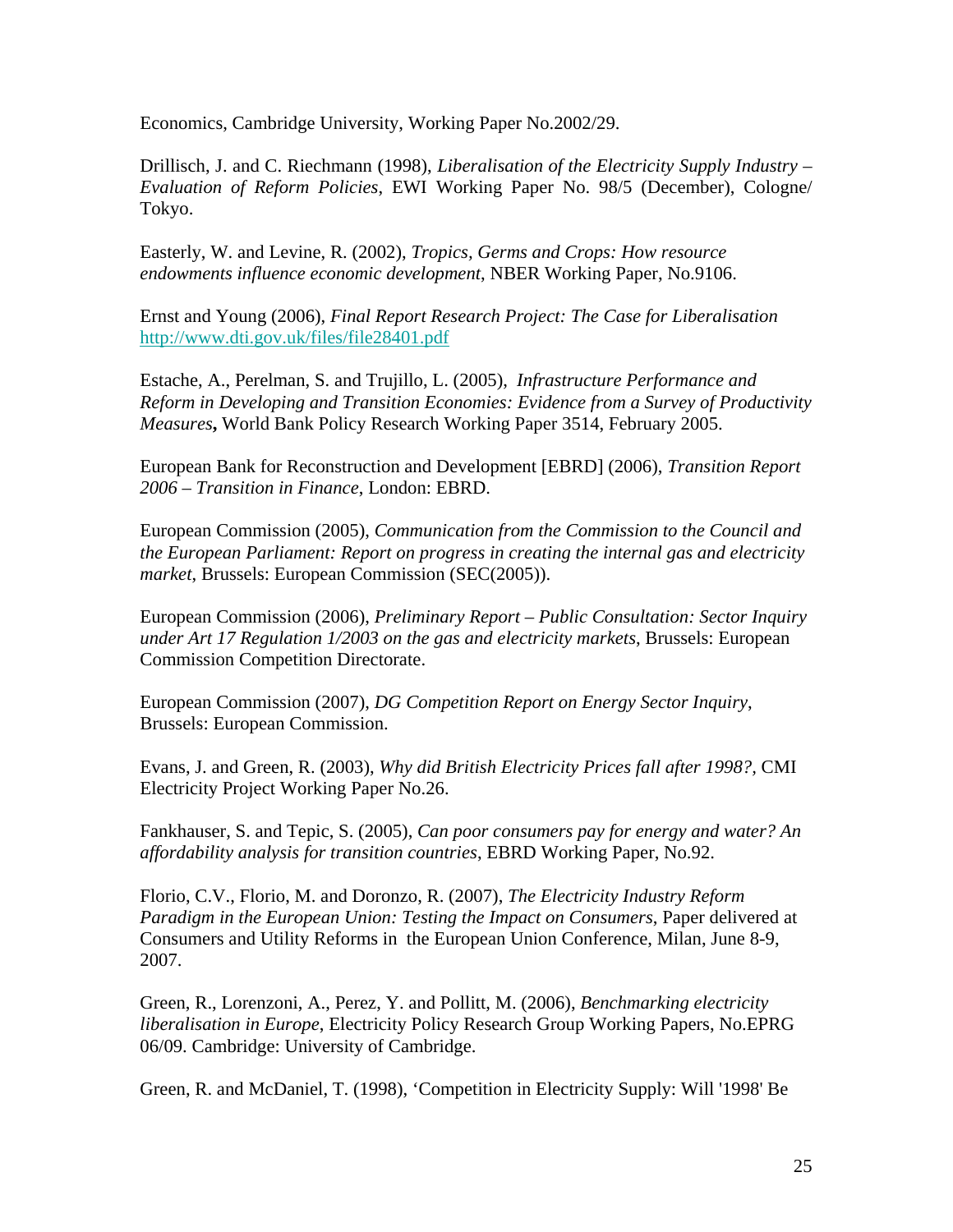Economics, Cambridge University, Working Paper No.2002/29.

Drillisch, J. and C. Riechmann (1998), *Liberalisation of the Electricity Supply Industry – Evaluation of Reform Policies*, EWI Working Paper No. 98/5 (December), Cologne/ Tokyo.

Easterly, W. and Levine, R. (2002), *Tropics, Germs and Crops: How resource endowments influence economic development*, NBER Working Paper, No.9106.

Ernst and Young (2006), *Final Report Research Project: The Case for Liberalisation* http://www.dti.gov.uk/files/file28401.pdf

Estache, A., Perelman, S. and Trujillo, L. (2005), *Infrastructure Performance and Reform in Developing and Transition Economies: Evidence from a Survey of Productivity Measures***,** World Bank Policy Research Working Paper 3514, February 2005.

European Bank for Reconstruction and Development [EBRD] (2006), *Transition Report 2006 – Transition in Finance*, London: EBRD.

European Commission (2005), *Communication from the Commission to the Council and the European Parliament: Report on progress in creating the internal gas and electricity market*, Brussels: European Commission (SEC(2005)).

European Commission (2006), *Preliminary Report – Public Consultation: Sector Inquiry under Art 17 Regulation 1/2003 on the gas and electricity markets*, Brussels: European Commission Competition Directorate.

European Commission (2007), *DG Competition Report on Energy Sector Inquiry*, Brussels: European Commission.

Evans, J. and Green, R. (2003), *Why did British Electricity Prices fall after 1998?,* CMI Electricity Project Working Paper No.26.

Fankhauser, S. and Tepic, S. (2005), *Can poor consumers pay for energy and water? An affordability analysis for transition countries*, EBRD Working Paper, No.92.

Florio, C.V., Florio, M. and Doronzo, R. (2007), *The Electricity Industry Reform Paradigm in the European Union: Testing the Impact on Consumers*, Paper delivered at Consumers and Utility Reforms in the European Union Conference, Milan, June 8-9, 2007.

Green, R., Lorenzoni, A., Perez, Y. and Pollitt, M. (2006), *Benchmarking electricity liberalisation in Europe*, Electricity Policy Research Group Working Papers, No.EPRG 06/09. Cambridge: University of Cambridge.

Green, R. and McDaniel, T. (1998), 'Competition in Electricity Supply: Will '1998' Be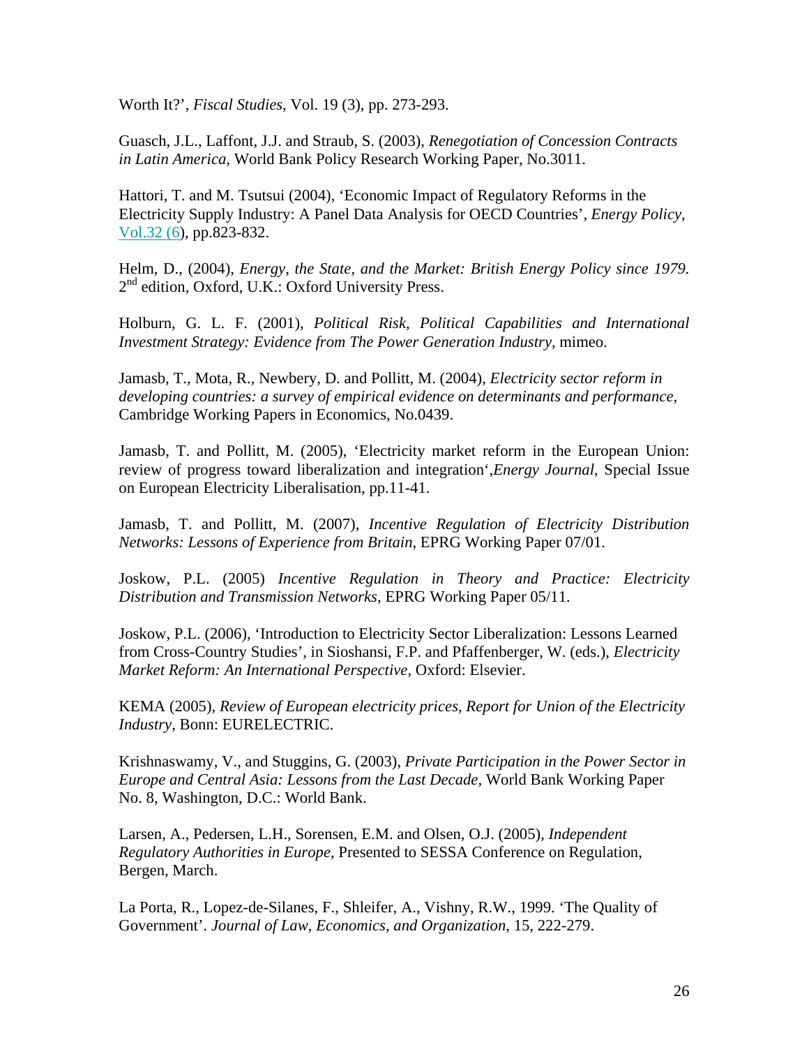Worth It?', *Fiscal Studies*, Vol. 19 (3), pp. 273-293.

Guasch, J.L., Laffont, J.J. and Straub, S. (2003), *Renegotiation of Concession Contracts in Latin America*, World Bank Policy Research Working Paper, No.3011.

Hattori, T. and M. Tsutsui (2004), 'Economic Impact of Regulatory Reforms in the Electricity Supply Industry: A Panel Data Analysis for OECD Countries', *Energy Policy*, Vol.32 (6), pp.823-832.

Helm, D., (2004), *Energy, the State, and the Market: British Energy Policy since 1979.* 2nd edition, Oxford, U.K.: Oxford University Press.

Holburn, G. L. F. (2001), *Political Risk, Political Capabilities and International Investment Strategy: Evidence from The Power Generation Industry*, mimeo.

Jamasb, T., Mota, R., Newbery, D. and Pollitt, M. (2004), *Electricity sector reform in developing countries: a survey of empirical evidence on determinants and performance*, Cambridge Working Papers in Economics, No.0439.

Jamasb, T. and Pollitt, M. (2005), 'Electricity market reform in the European Union: review of progress toward liberalization and integration',*Energy Journal*, Special Issue on European Electricity Liberalisation, pp.11-41.

Jamasb, T. and Pollitt, M. (2007), *Incentive Regulation of Electricity Distribution Networks: Lessons of Experience from Britain*, EPRG Working Paper 07/01.

Joskow, P.L. (2005) *Incentive Regulation in Theory and Practice: Electricity Distribution and Transmission Networks*, EPRG Working Paper 05/11.

Joskow, P.L. (2006), 'Introduction to Electricity Sector Liberalization: Lessons Learned from Cross-Country Studies', in Sioshansi, F.P. and Pfaffenberger, W. (eds.), *Electricity Market Reform: An International Perspective*, Oxford: Elsevier.

KEMA (2005), *Review of European electricity prices, Report for Union of the Electricity Industry*, Bonn: EURELECTRIC.

Krishnaswamy, V., and Stuggins, G. (2003), *Private Participation in the Power Sector in Europe and Central Asia: Lessons from the Last Decade,* World Bank Working Paper No. 8, Washington, D.C.: World Bank.

Larsen, A., Pedersen, L.H., Sorensen, E.M. and Olsen, O.J. (2005), *Independent Regulatory Authorities in Europe*, Presented to SESSA Conference on Regulation, Bergen, March.

La Porta, R., Lopez-de-Silanes, F., Shleifer, A., Vishny, R.W., 1999. 'The Quality of Government'. *Journal of Law, Economics, and Organization*, 15, 222-279.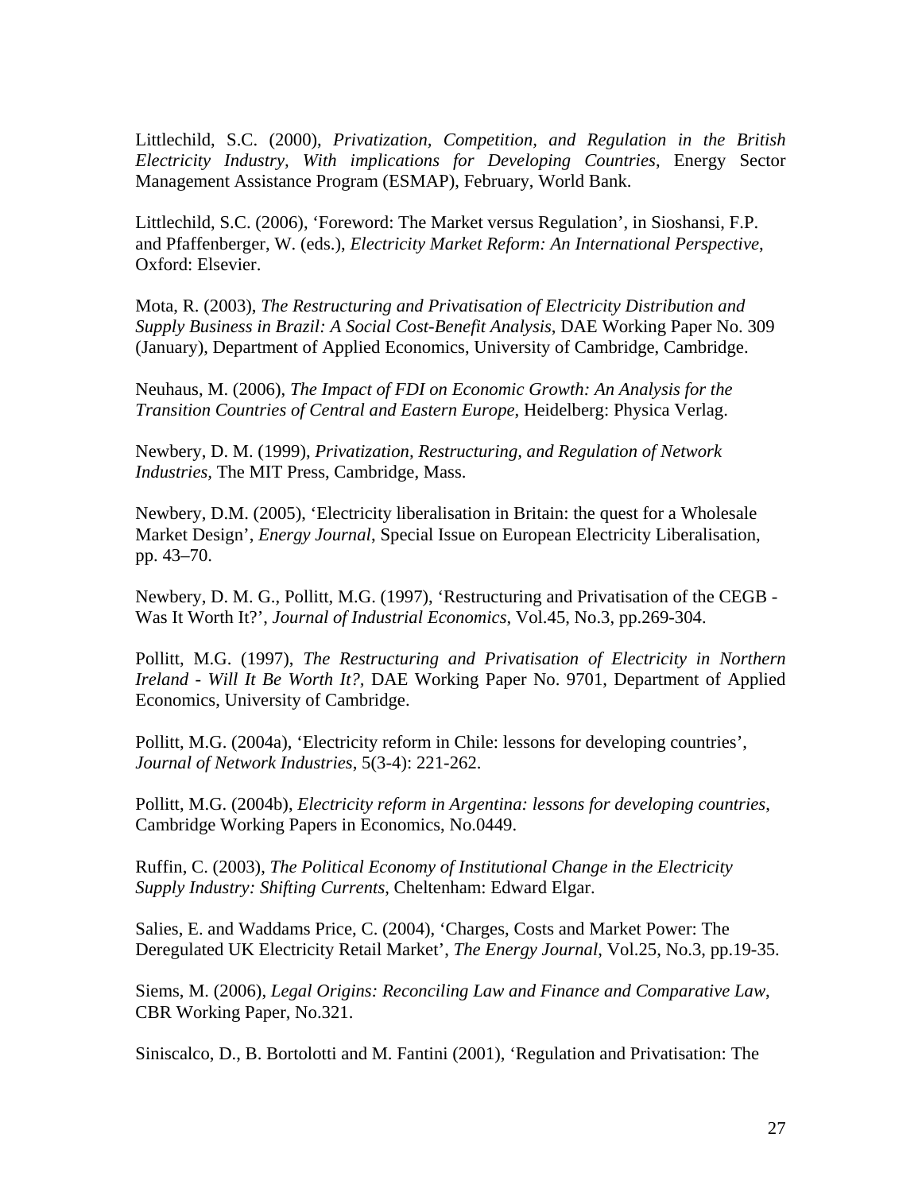Littlechild, S.C. (2000), *Privatization, Competition, and Regulation in the British Electricity Industry, With implications for Developing Countries*, Energy Sector Management Assistance Program (ESMAP), February, World Bank.

Littlechild, S.C. (2006), 'Foreword: The Market versus Regulation', in Sioshansi, F.P. and Pfaffenberger, W. (eds.), *Electricity Market Reform: An International Perspective*, Oxford: Elsevier.

Mota, R. (2003), *The Restructuring and Privatisation of Electricity Distribution and Supply Business in Brazil: A Social Cost-Benefit Analysis*, DAE Working Paper No. 309 (January), Department of Applied Economics, University of Cambridge, Cambridge.

Neuhaus, M. (2006), *The Impact of FDI on Economic Growth: An Analysis for the Transition Countries of Central and Eastern Europe*, Heidelberg: Physica Verlag.

Newbery, D. M. (1999), *Privatization, Restructuring, and Regulation of Network Industries*, The MIT Press, Cambridge, Mass.

Newbery, D.M. (2005), 'Electricity liberalisation in Britain: the quest for a Wholesale Market Design', *Energy Journal*, Special Issue on European Electricity Liberalisation, pp. 43–70.

Newbery, D. M. G., Pollitt, M.G. (1997), 'Restructuring and Privatisation of the CEGB - Was It Worth It?', *Journal of Industrial Economics*, Vol.45, No.3, pp.269-304.

Pollitt, M.G. (1997), *The Restructuring and Privatisation of Electricity in Northern Ireland - Will It Be Worth It?*, DAE Working Paper No. 9701, Department of Applied Economics, University of Cambridge.

Pollitt, M.G. (2004a), 'Electricity reform in Chile: lessons for developing countries', *Journal of Network Industries*, 5(3-4): 221-262.

Pollitt, M.G. (2004b), *Electricity reform in Argentina: lessons for developing countries*, Cambridge Working Papers in Economics, No.0449.

Ruffin, C. (2003), *The Political Economy of Institutional Change in the Electricity Supply Industry: Shifting Currents*, Cheltenham: Edward Elgar.

Salies, E. and Waddams Price, C. (2004), 'Charges, Costs and Market Power: The Deregulated UK Electricity Retail Market', *The Energy Journal*, Vol.25, No.3, pp.19-35.

Siems, M. (2006), *Legal Origins: Reconciling Law and Finance and Comparative Law*, CBR Working Paper, No.321.

Siniscalco, D., B. Bortolotti and M. Fantini (2001), 'Regulation and Privatisation: The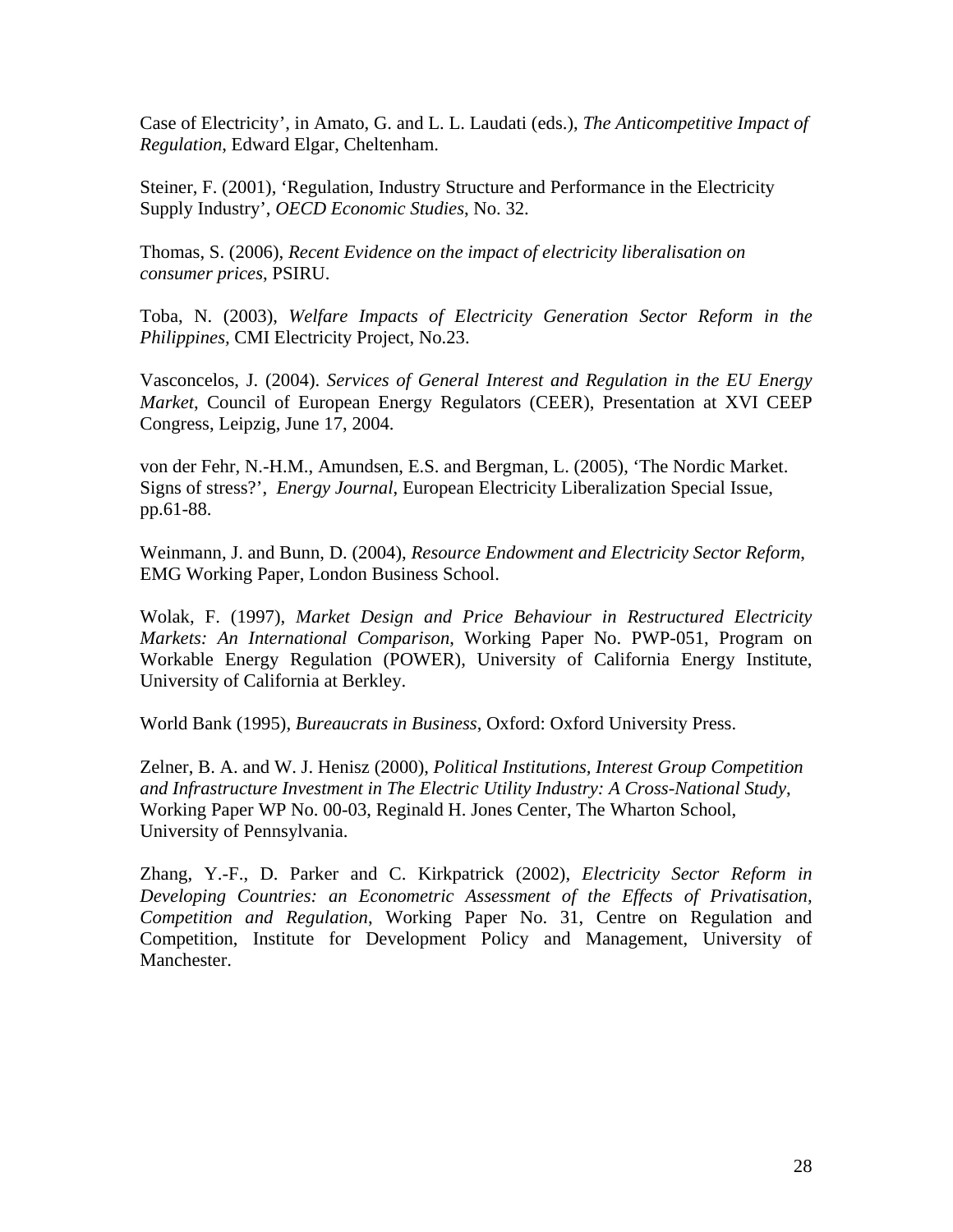Case of Electricity', in Amato, G. and L. L. Laudati (eds.), *The Anticompetitive Impact of Regulation*, Edward Elgar, Cheltenham.

Steiner, F. (2001), 'Regulation, Industry Structure and Performance in the Electricity Supply Industry', *OECD Economic Studies*, No. 32.

Thomas, S. (2006), *Recent Evidence on the impact of electricity liberalisation on consumer prices*, PSIRU.

Toba, N. (2003), *Welfare Impacts of Electricity Generation Sector Reform in the Philippines*, CMI Electricity Project, No.23.

Vasconcelos, J. (2004). *Services of General Interest and Regulation in the EU Energy Market*, Council of European Energy Regulators (CEER), Presentation at XVI CEEP Congress, Leipzig, June 17, 2004.

von der Fehr, N.-H.M., Amundsen, E.S. and Bergman, L. (2005), 'The Nordic Market. Signs of stress?', *Energy Journal*, European Electricity Liberalization Special Issue, pp.61-88.

Weinmann, J. and Bunn, D. (2004), *Resource Endowment and Electricity Sector Reform*, EMG Working Paper, London Business School.

Wolak, F. (1997), *Market Design and Price Behaviour in Restructured Electricity Markets: An International Comparison*, Working Paper No. PWP-051, Program on Workable Energy Regulation (POWER), University of California Energy Institute, University of California at Berkley.

World Bank (1995), *Bureaucrats in Business*, Oxford: Oxford University Press.

Zelner, B. A. and W. J. Henisz (2000), *Political Institutions, Interest Group Competition and Infrastructure Investment in The Electric Utility Industry: A Cross-National Study*, Working Paper WP No. 00-03, Reginald H. Jones Center, The Wharton School, University of Pennsylvania.

Zhang, Y.-F., D. Parker and C. Kirkpatrick (2002), *Electricity Sector Reform in Developing Countries: an Econometric Assessment of the Effects of Privatisation, Competition and Regulation*, Working Paper No. 31, Centre on Regulation and Competition, Institute for Development Policy and Management, University of Manchester.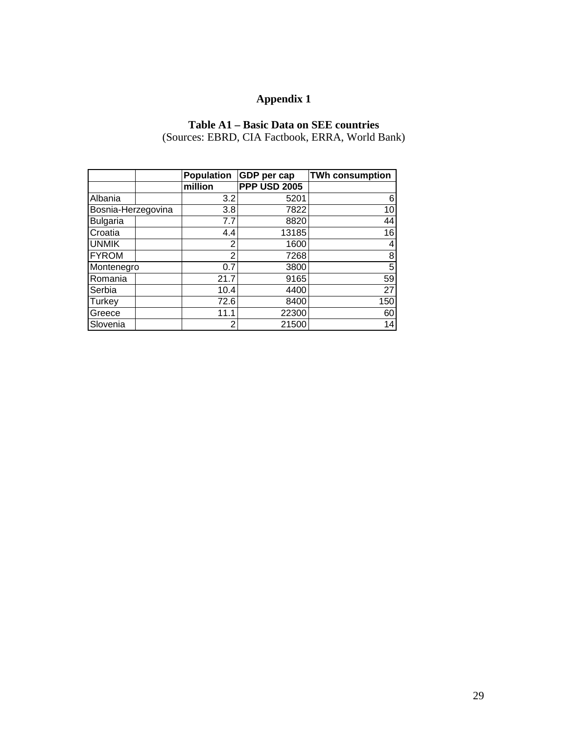# Appendix 1

## Table A1 – Basic Data on SEE countries

(Sources: EBRD, CIA Factbook, ERRA, World Bank)

| | Population million | GDP per cap PPP USD 2005 | TWh consumption |
|---|---|---|---|
| Albania | 3.2 | 5201 | 6 |
| Bosnia-Herzegovina | 3.8 | 7822 | 10 |
| Bulgaria | 7.7 | 8820 | 44 |
| Croatia | 4.4 | 13185 | 16 |
| UNMIK | 2 | 1600 | 4 |
| FYROM | 2 | 7268 | 8 |
| Montenegro | 0.7 | 3800 | 5 |
| Romania | 21.7 | 9165 | 59 |
| Serbia | 10.4 | 4400 | 27 |
| Turkey | 72.6 | 8400 | 150 |
| Greece | 11.1 | 22300 | 60 |
| Slovenia | 2 | 21500 | 14 |